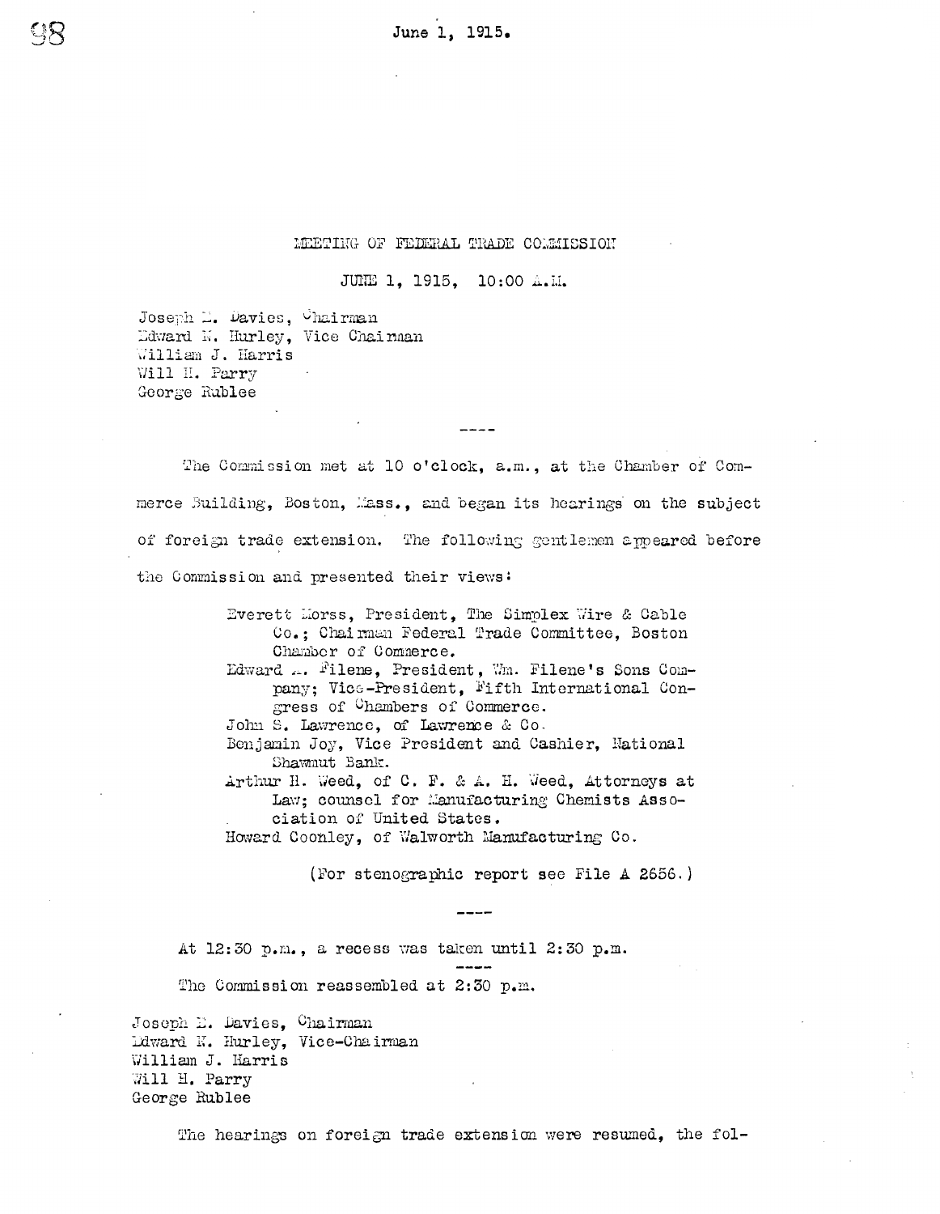June 1, 1915.

MEETING OF FEDERAL TRADE COMMISSION

JUNE 1, 1915, 10:00 A.M.

Joseph E. Davies, Chairman
Edward N. Hurley, Vice Chairman
William J. Harris
Will H. Parry
George Rublee

----

The Commission met at 10 o'clock, a.m., at the Chamber of Commerce Building, Boston, Mass., and began its hearings on the subject of foreign trade extension. The following gentlemen appeared before the Commission and presented their views:

Everett Morss, President, The Simplex Wire & Cable Co.; Chairman Federal Trade Committee, Boston Chamber of Commerce.
Edward A. Filene, President, Wm. Filene's Sons Company; Vice-President, Fifth International Congress of Chambers of Commerce.
John S. Lawrence, of Lawrence & Co.
Benjamin Joy, Vice President and Cashier, National Shawmut Bank.
Arthur H. Weed, of C. F. & A. H. Weed, Attorneys at Law; counsel for Manufacturing Chemists Association of United States.
Howard Coonley, of Walworth Manufacturing Co.

(For stenographic report see File A 2656.)

----

At 12:30 p.m., a recess was taken until 2:30 p.m.

----

The Commission reassembled at 2:30 p.m.

Joseph E. Davies, Chairman
Edward N. Hurley, Vice-Chairman
William J. Harris
Will H. Parry
George Rublee

The hearings on foreign trade extension were resumed, the fol-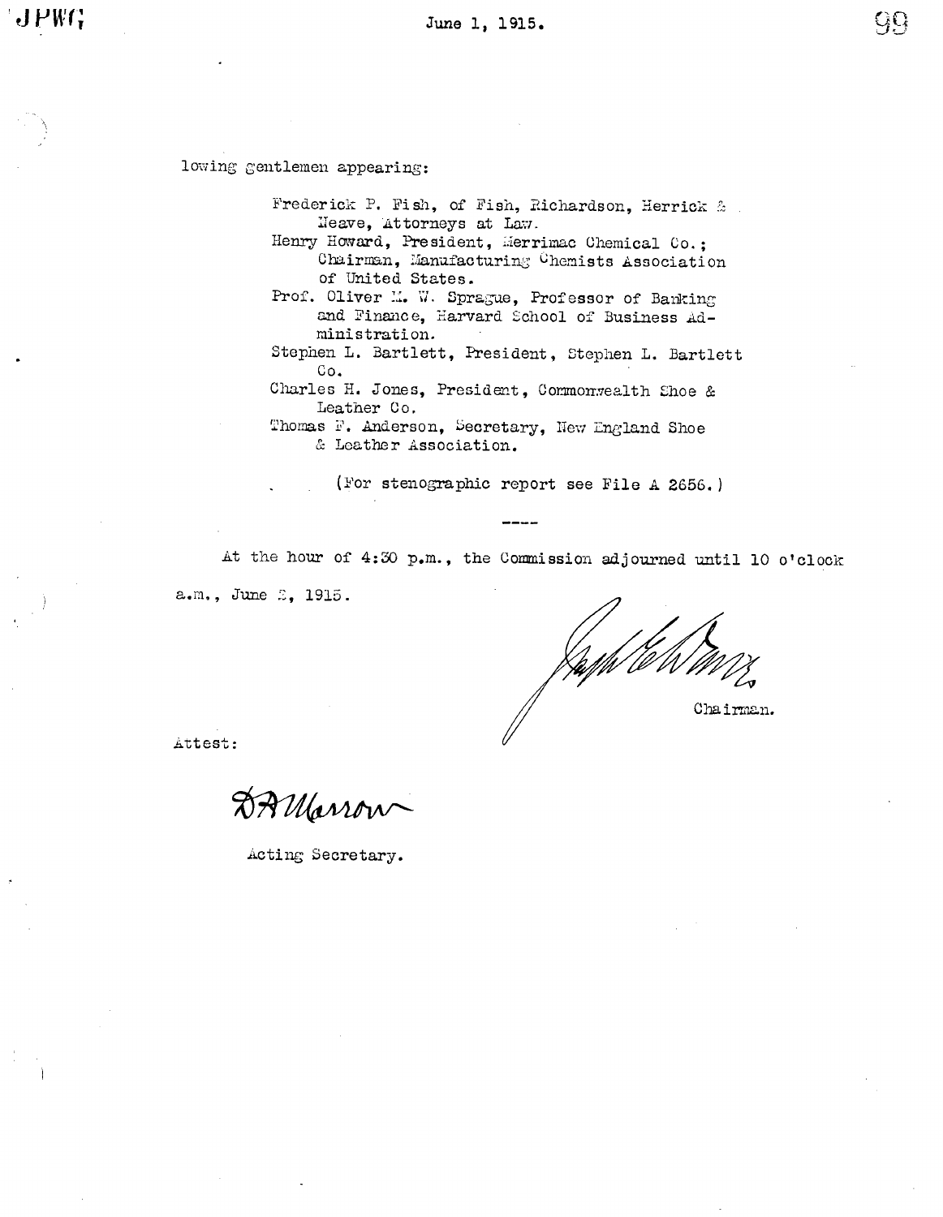lowing gentlemen appearing:

Frederick P. Fish, of Fish, Richardson, Herrick & Neave, Attorneys at Law.
Henry Howard, President, Merrimac Chemical Co.; Chairman, Manufacturing Chemists Association of United States.
Prof. Oliver M. W. Sprague, Professor of Banking and Finance, Harvard School of Business Administration.
Stephen L. Bartlett, President, Stephen L. Bartlett Co.
Charles H. Jones, President, Commonwealth Shoe & Leather Co.
Thomas F. Anderson, Secretary, New England Shoe & Leather Association.

(For stenographic report see File A 2656.)

----

At the hour of 4:30 p.m., the Commission adjourned until 10 o'clock a.m., June 2, 1915.

Chairman.

Attest:

Acting Secretary.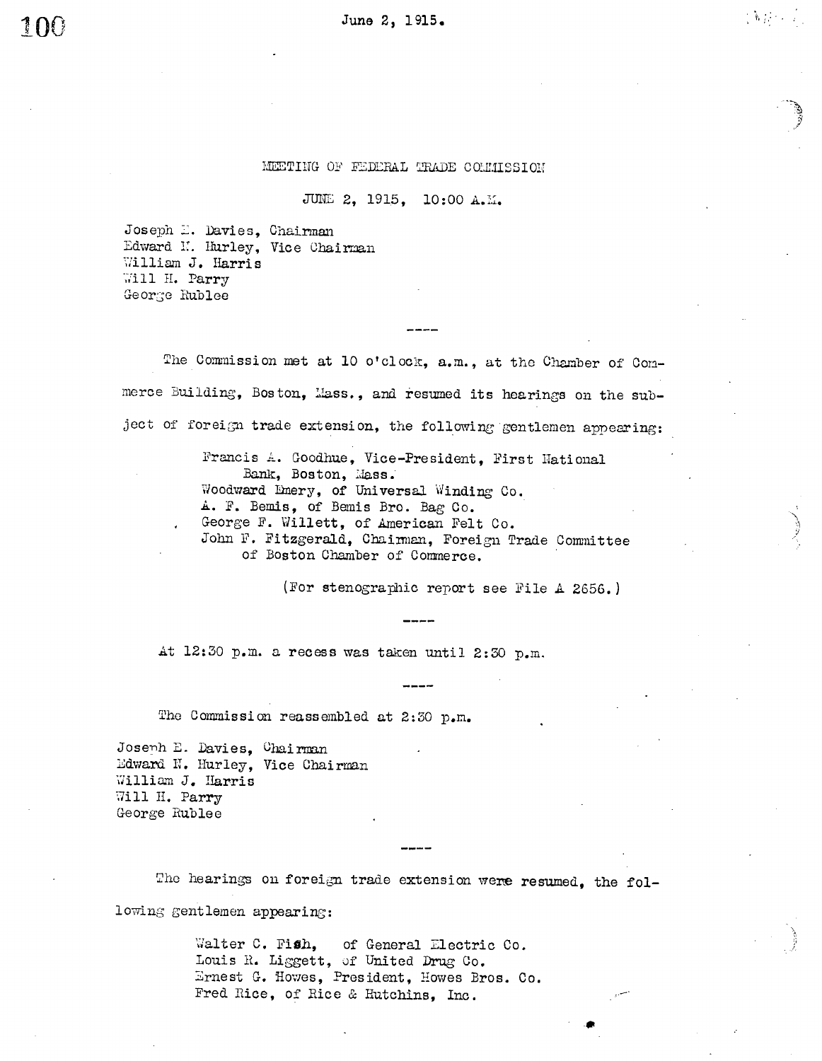# MEETING OF FEDERAL TRADE COMMISSION

JUNE 2, 1915, 10:00 A.M.

Joseph E. Davies, Chairman
Edward N. Hurley, Vice Chairman
William J. Harris
Will H. Parry
George Rublee

----

The Commission met at 10 o'clock, a.m., at the Chamber of Commerce Building, Boston, Mass., and resumed its hearings on the subject of foreign trade extension, the following gentlemen appearing:

Francis A. Goodhue, Vice-President, First National Bank, Boston, Mass.
Woodward Emery, of Universal Winding Co.
A. F. Bemis, of Bemis Bro. Bag Co.
George F. Willett, of American Felt Co.
John F. Fitzgerald, Chairman, Foreign Trade Committee of Boston Chamber of Commerce.

(For stenographic report see File A 2656.)

----

At 12:30 p.m. a recess was taken until 2:30 p.m.

----

The Commission reassembled at 2:30 p.m.

Joseph E. Davies, Chairman
Edward N. Hurley, Vice Chairman
William J. Harris
Will H. Parry
George Rublee

----

The hearings on foreign trade extension were resumed, the following gentlemen appearing:

Walter C. Fish, of General Electric Co.
Louis K. Liggett, of United Drug Co.
Ernest G. Howes, President, Howes Bros. Co.
Fred Rice, of Rice & Hutchins, Inc.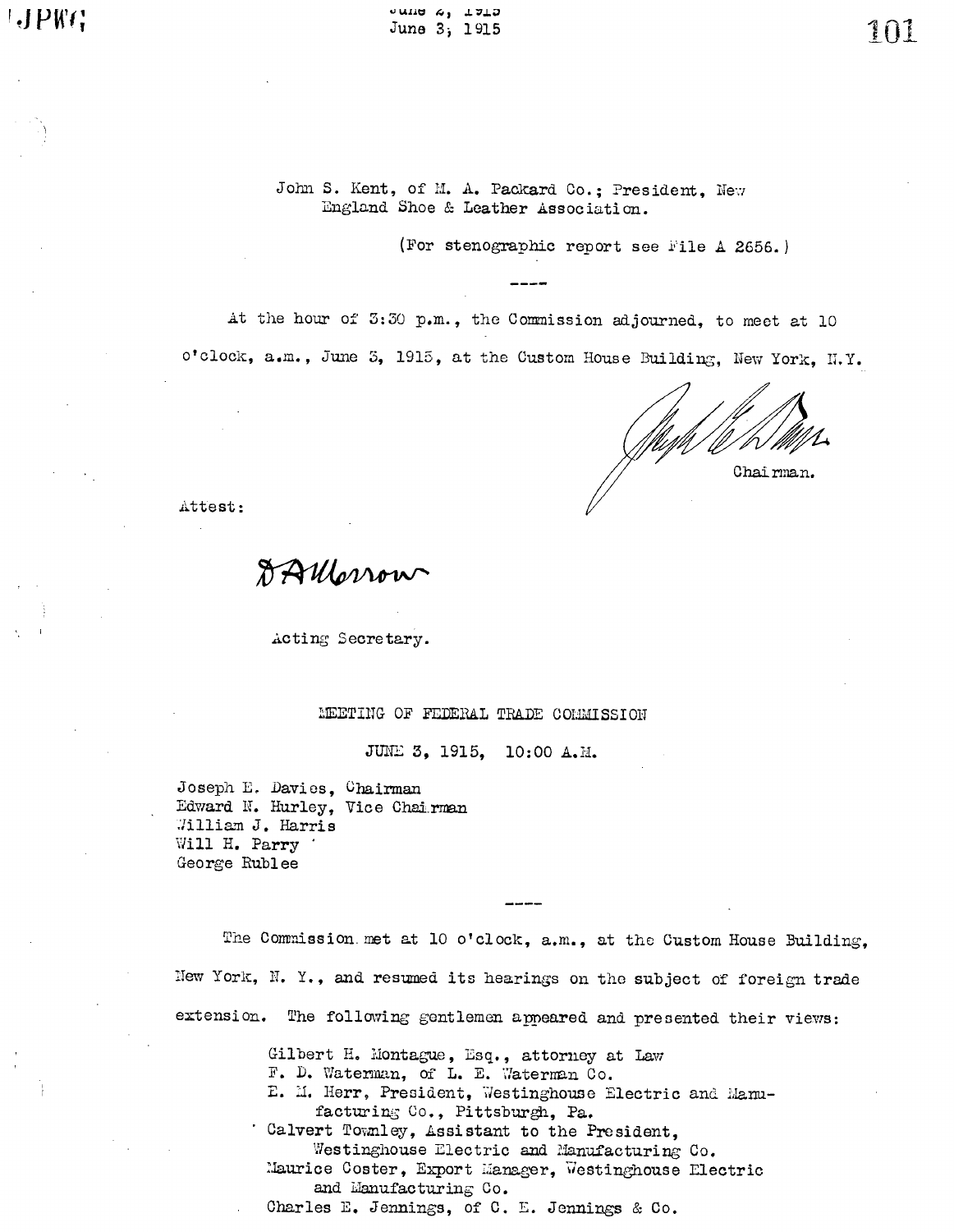John S. Kent, of M. A. Packard Co.; President, New England Shoe & Leather Association.

(For stenographic report see File A 2656.)

----

At the hour of 3:30 p.m., the Commission adjourned, to meet at 10 o'clock, a.m., June 3, 1915, at the Custom House Building, New York, N.Y.

Chairman.

Attest:

Acting Secretary.

MEETING OF FEDERAL TRADE COMMISSION

JUNE 3, 1915, 10:00 A.M.

Joseph E. Davies, Chairman
Edward N. Hurley, Vice Chairman
William J. Harris
Will H. Parry
George Rublee

----

The Commission met at 10 o'clock, a.m., at the Custom House Building, New York, N. Y., and resumed its hearings on the subject of foreign trade extension. The following gentlemen appeared and presented their views:

Gilbert H. Montague, Esq., attorney at Law
F. D. Waterman, of L. E. Waterman Co.
E. M. Herr, President, Westinghouse Electric and Manufacturing Co., Pittsburgh, Pa.
Calvert Townley, Assistant to the President, Westinghouse Electric and Manufacturing Co.
Maurice Coster, Export Manager, Westinghouse Electric and Manufacturing Co.
Charles E. Jennings, of C. E. Jennings & Co.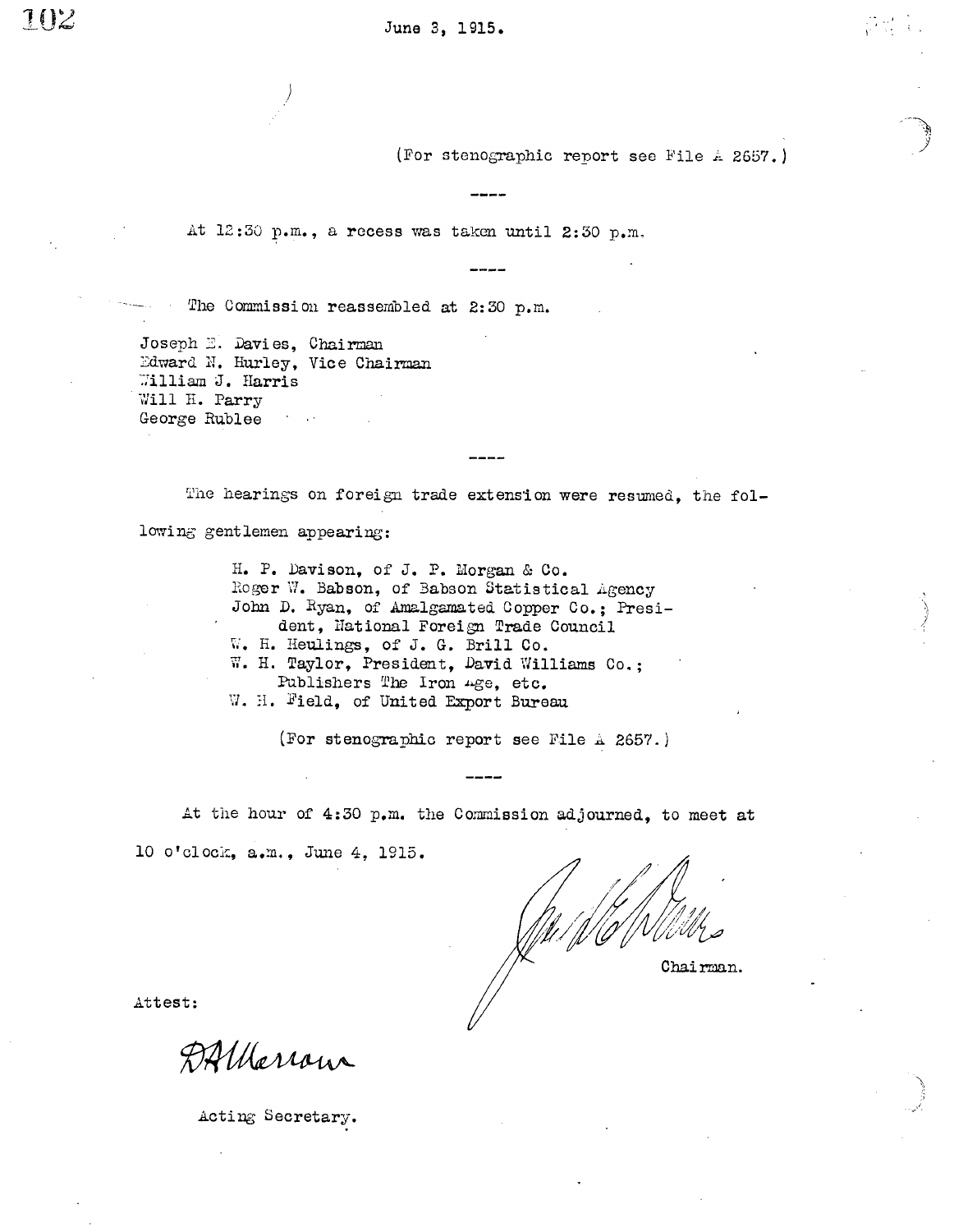June 3, 1915.

(For stenographic report see File A 2657.)

----

At 12:30 p.m., a recess was taken until 2:30 p.m.

----

The Commission reassembled at 2:30 p.m.

Joseph E. Davies, Chairman
Edward N. Hurley, Vice Chairman
William J. Harris
Will H. Parry
George Rublee

----

The hearings on foreign trade extension were resumed, the following gentlemen appearing:

H. P. Davison, of J. P. Morgan & Co.
Roger W. Babson, of Babson Statistical Agency
John D. Ryan, of Amalgamated Copper Co.; President, National Foreign Trade Council
W. H. Heulings, of J. G. Brill Co.
W. H. Taylor, President, David Williams Co.; Publishers The Iron Age, etc.
W. H. Field, of United Export Bureau

(For stenographic report see File A 2657.)

----

At the hour of 4:30 p.m. the Commission adjourned, to meet at 10 o'clock, a.m., June 4, 1915.

Chairman.

Attest:

Acting Secretary.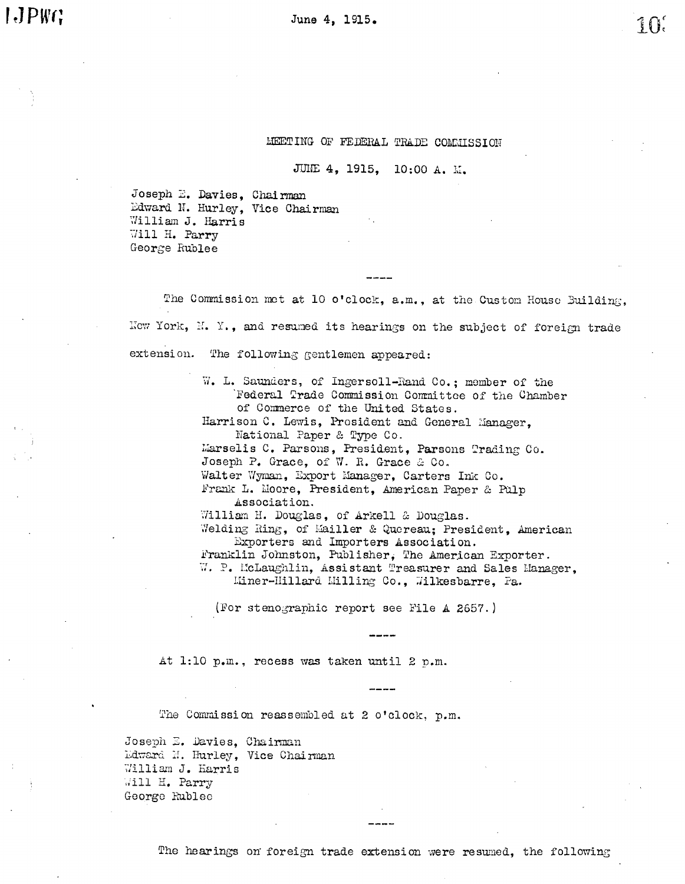June 4, 1915.

MEETING OF FEDERAL TRADE COMMISSION

JUNE 4, 1915, 10:00 A. M.

Joseph E. Davies, Chairman
Edward N. Hurley, Vice Chairman
William J. Harris
Will H. Parry
George Rublee

----

The Commission met at 10 o'clock, a.m., at the Custom House Building, New York, N. Y., and resumed its hearings on the subject of foreign trade extension. The following gentlemen appeared:

W. L. Saunders, of Ingersoll-Rand Co.; member of the Federal Trade Commission Committee of the Chamber of Commerce of the United States.
Harrison C. Lewis, President and General Manager, National Paper & Type Co.
Marselis C. Parsons, President, Parsons Trading Co.
Joseph P. Grace, of W. R. Grace & Co.
Walter Wyman, Export Manager, Carters Ink Co.
Frank L. Moore, President, American Paper & Pulp Association.
William H. Douglas, of Arkell & Douglas.
Welding Ring, of Mailler & Quereau; President, American Exporters and Importers Association.
Franklin Johnston, Publisher, The American Exporter.
W. P. McLaughlin, Assistant Treasurer and Sales Manager, Miner-Hillard Milling Co., Wilkesbarre, Pa.

(For stenographic report see File A 2657.)

----

At 1:10 p.m., recess was taken until 2 p.m.

----

The Commission reassembled at 2 o'clock, p.m.

Joseph E. Davies, Chairman
Edward N. Hurley, Vice Chairman
William J. Harris
Will H. Parry
George Rublee

----

The hearings on foreign trade extension were resumed, the following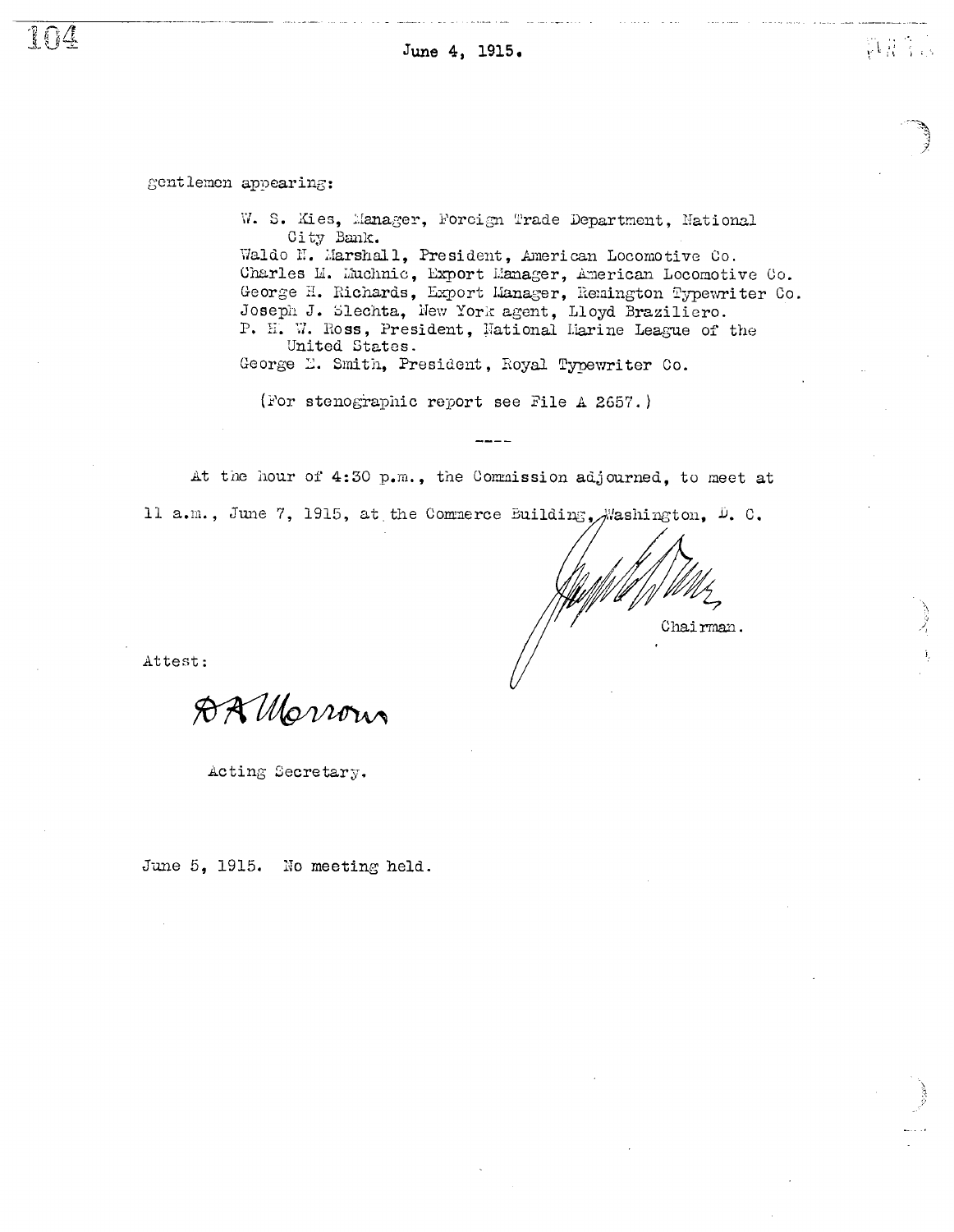June 4, 1915.

gentlemen appearing:

W. S. Kies, Manager, Foreign Trade Department, National City Bank.
Waldo H. Marshall, President, American Locomotive Co.
Charles M. Muchnic, Export Manager, American Locomotive Co.
George H. Richards, Export Manager, Remington Typewriter Co.
Joseph J. Slechta, New York agent, Lloyd Braziliero.
P. H. W. Ross, President, National Marine League of the United States.
George E. Smith, President, Royal Typewriter Co.

(For stenographic report see File A 2657.)

----

At the hour of 4:30 p.m., the Commission adjourned, to meet at 11 a.m., June 7, 1915, at the Commerce Building, Washington, D. C.

Chairman.

Attest:

D A Morrow

Acting Secretary.

June 5, 1915. No meeting held.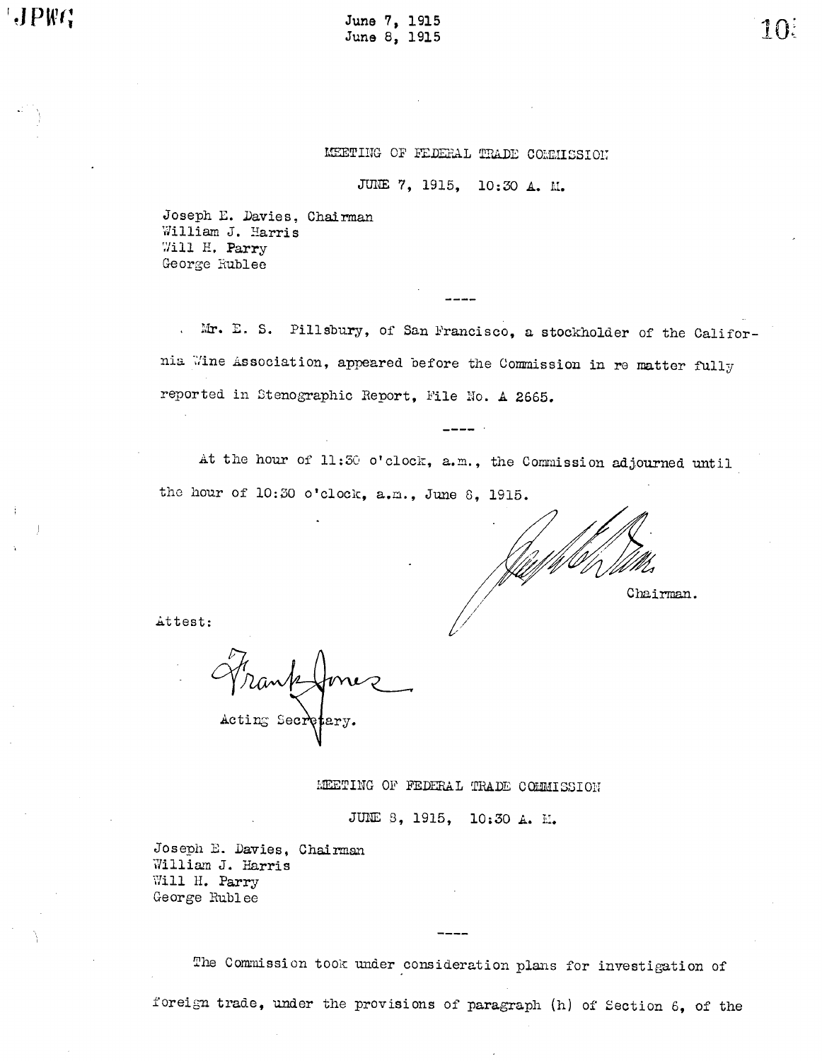MEETING OF FEDERAL TRADE COMMISSION

JUNE 7, 1915, 10:30 A. M.

Joseph E. Davies, Chairman
William J. Harris
Will H. Parry
George Rublee

----

Mr. E. S. Pillsbury, of San Francisco, a stockholder of the California Wine Association, appeared before the Commission in re matter fully reported in Stenographic Report, File No. A 2665.

----

At the hour of 11:30 o'clock, a.m., the Commission adjourned until the hour of 10:30 o'clock, a.m., June 8, 1915.

Chairman.

Attest:

Acting Secretary.

MEETING OF FEDERAL TRADE COMMISSION

JUNE 8, 1915, 10:30 A. M.

Joseph E. Davies, Chairman
William J. Harris
Will H. Parry
George Rublee

----

The Commission took under consideration plans for investigation of foreign trade, under the provisions of paragraph (h) of Section 6, of the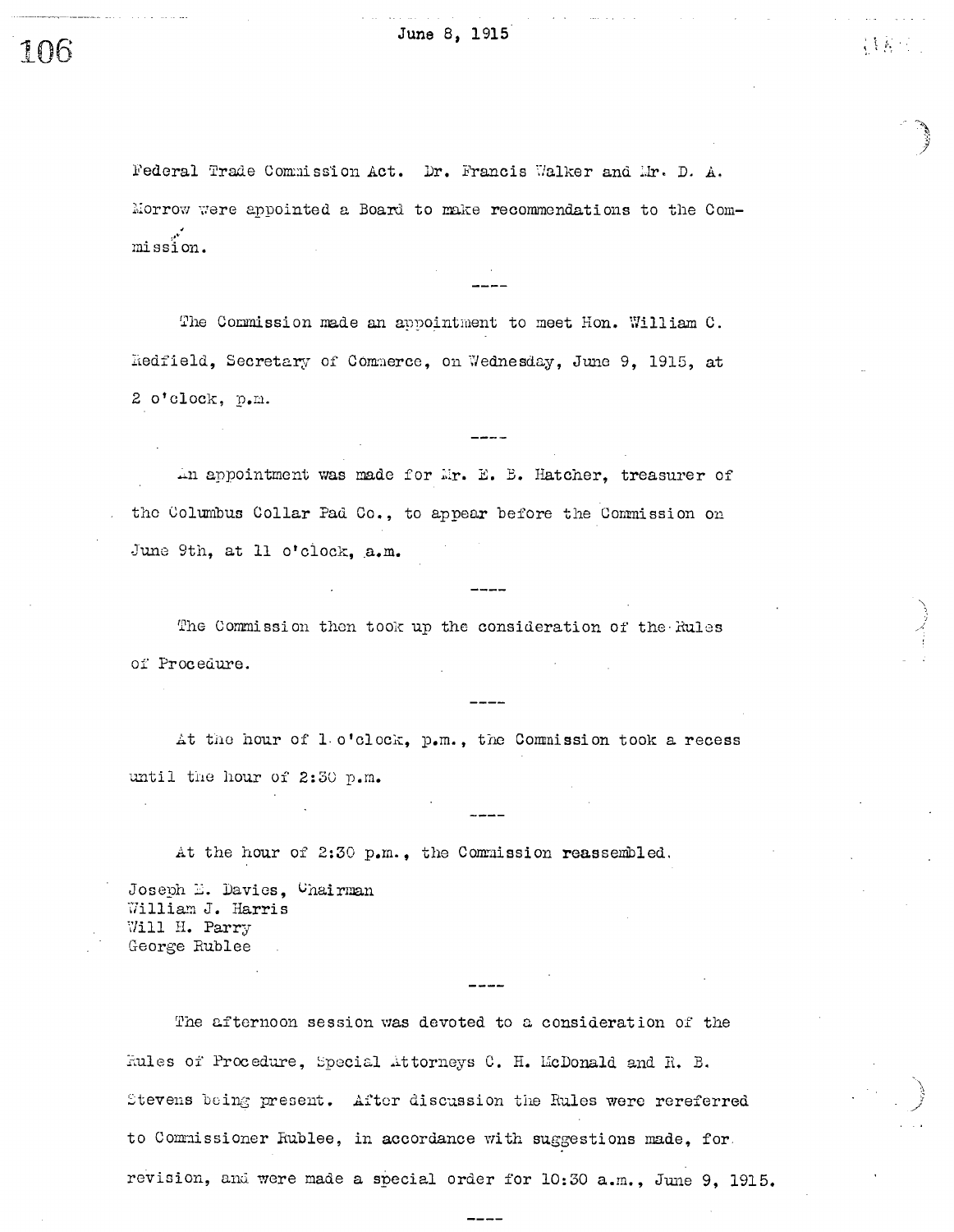Federal Trade Commission Act. Dr. Francis Walker and Mr. D. A. Morrow were appointed a Board to make recommendations to the Commission.

----

The Commission made an appointment to meet Hon. William C. Redfield, Secretary of Commerce, on Wednesday, June 9, 1915, at 2 o'clock, p.m.

----

An appointment was made for Mr. E. B. Hatcher, treasurer of the Columbus Collar Pad Co., to appear before the Commission on June 9th, at 11 o'clock, a.m.

----

The Commission then took up the consideration of the Rules of Procedure.

----

At the hour of 1 o'clock, p.m., the Commission took a recess until the hour of 2:30 p.m.

----

At the hour of 2:30 p.m., the Commission reassembled.

Joseph E. Davies, Chairman
William J. Harris
Will H. Parry
George Rublee

----

The afternoon session was devoted to a consideration of the Rules of Procedure, Special Attorneys C. H. McDonald and R. B. Stevens being present. After discussion the Rules were rereferred to Commissioner Rublee, in accordance with suggestions made, for revision, and were made a special order for 10:30 a.m., June 9, 1915.

----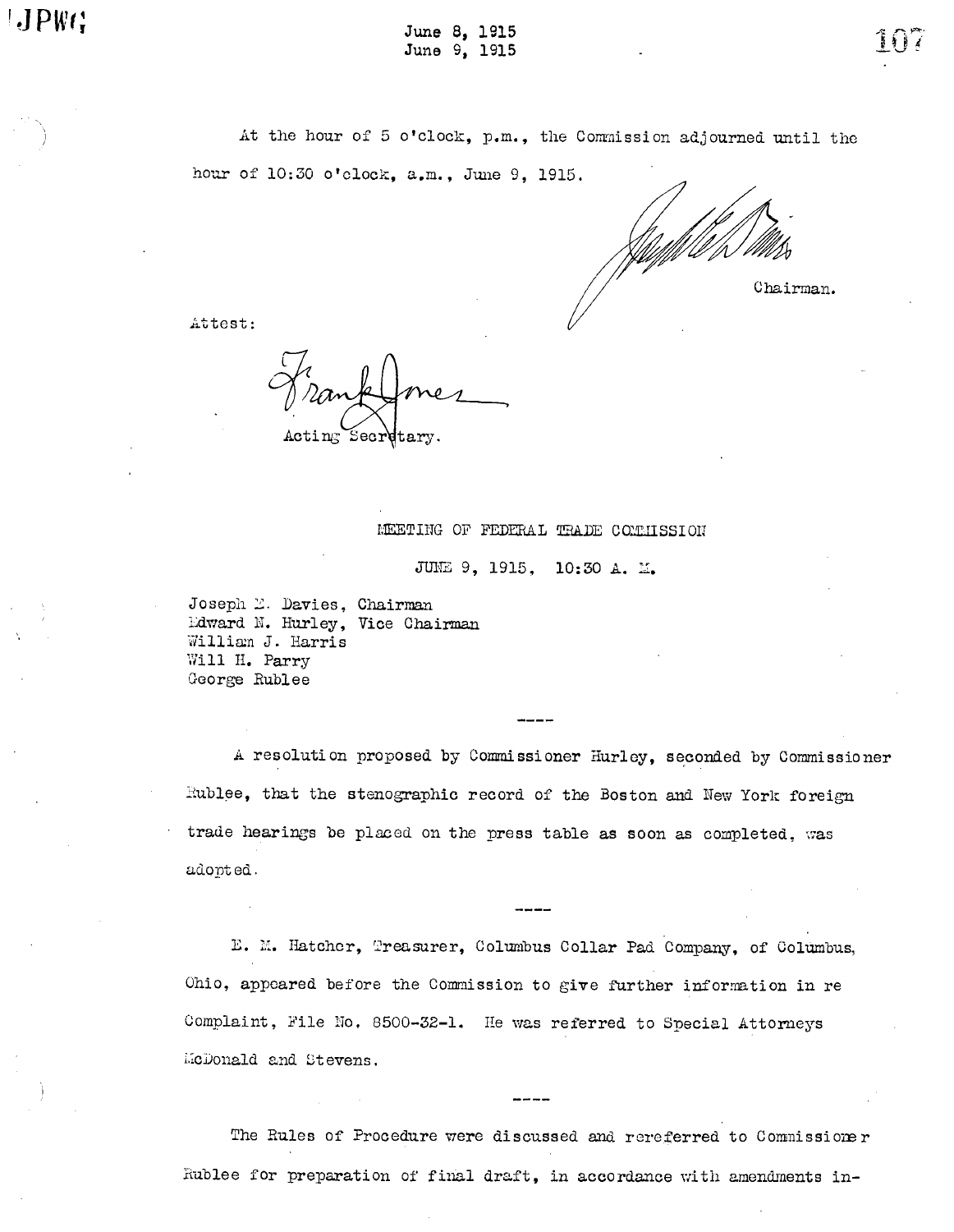At the hour of 5 o'clock, p.m., the Commission adjourned until the hour of 10:30 o'clock, a.m., June 9, 1915.

Chairman.

Attest:

Acting Secretary.

## MEETING OF FEDERAL TRADE COMMISSION

JUNE 9, 1915, 10:30 A. M.

Joseph E. Davies, Chairman
Edward N. Hurley, Vice Chairman
William J. Harris
Will H. Parry
George Rublee

----

A resolution proposed by Commissioner Hurley, seconded by Commissioner Rublee, that the stenographic record of the Boston and New York foreign trade hearings be placed on the press table as soon as completed, was adopted.

----

E. M. Hatcher, Treasurer, Columbus Collar Pad Company, of Columbus, Ohio, appeared before the Commission to give further information in re Complaint, File No. 8500-32-1. He was referred to Special Attorneys McDonald and Stevens.

----

The Rules of Procedure were discussed and rereferred to Commissioner Rublee for preparation of final draft, in accordance with amendments in-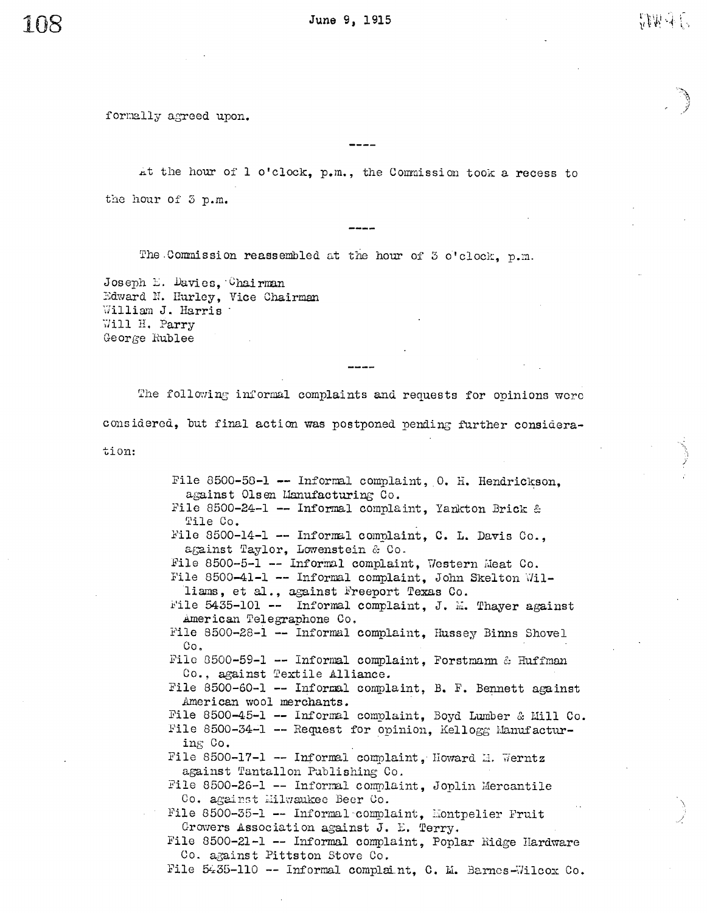formally agreed upon.

----

At the hour of 1 o'clock, p.m., the Commission took a recess to the hour of 3 p.m.

----

The Commission reassembled at the hour of 3 o'clock, p.m.

Joseph E. Davies, Chairman
Edward N. Hurley, Vice Chairman
William J. Harris
Will H. Parry
George Rublee

----

The following informal complaints and requests for opinions were considered, but final action was postponed pending further consideration:

- File 8500-58-1 -- Informal complaint, O. H. Hendrickson, against Olsen Manufacturing Co.
- File 8500-24-1 -- Informal complaint, Yankton Brick & Tile Co.
- File 8500-14-1 -- Informal complaint, C. L. Davis Co., against Taylor, Lowenstein & Co.
- File 8500-5-1 -- Informal complaint, Western Meat Co.
- File 8500-41-1 -- Informal complaint, John Skelton Williams, et al., against Freeport Texas Co.
- File 5435-101 -- Informal complaint, J. M. Thayer against American Telegraphone Co.
- File 8500-28-1 -- Informal complaint, Hussey Binns Shovel Co.
- File 8500-59-1 -- Informal complaint, Forstmann & Huffman Co., against Textile Alliance.
- File 8500-60-1 -- Informal complaint, B. F. Bennett against American wool merchants.
- File 8500-45-1 -- Informal complaint, Boyd Lumber & Mill Co.
- File 8500-34-1 -- Request for opinion, Kellogg Manufacturing Co.
- File 8500-17-1 -- Informal complaint, Howard M. Werntz against Tantallon Publishing Co.
- File 8500-26-1 -- Informal complaint, Joplin Mercantile Co. against Milwaukee Beer Co.
- File 8500-35-1 -- Informal complaint, Montpelier Fruit Growers Association against J. E. Terry.
- File 8500-21-1 -- Informal complaint, Poplar Ridge Hardware Co. against Pittston Stove Co.
- File 5435-110 -- Informal complaint, C. M. Barnes-Wilcox Co.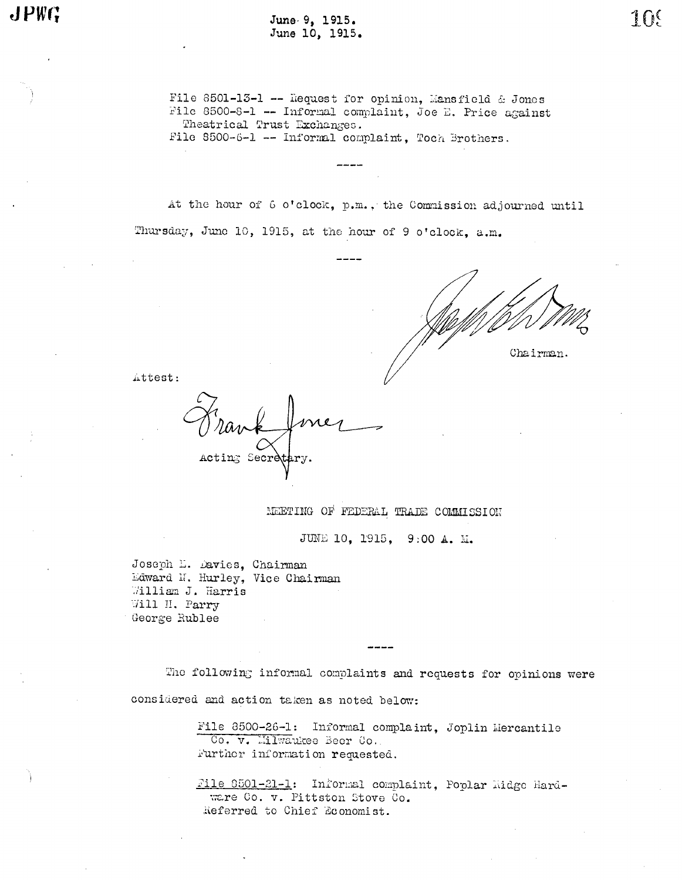June 9, 1915.
June 10, 1915.

File 8501-13-1 -- Request for opinion, Mansfield & Jones
File 8500-8-1 -- Informal complaint, Joe E. Price against Theatrical Trust Exchanges.
File 8500-6-1 -- Informal complaint, Toch Brothers.

----

At the hour of 6 o'clock, p.m., the Commission adjourned until Thursday, June 10, 1915, at the hour of 9 o'clock, a.m.

----

Joseph E. Davies
Chairman.

Attest:

Frank Jones
Acting Secretary.

## MEETING OF FEDERAL TRADE COMMISSION

JUNE 10, 1915, 9:00 A. M.

Joseph E. Davies, Chairman
Edward N. Hurley, Vice Chairman
William J. Harris
Will H. Parry
George Rublee

----

The following informal complaints and requests for opinions were considered and action taken as noted below:

> File 8500-26-1: Informal complaint, Joplin Mercantile Co. v. Milwaukee Beer Co.
> Further information requested.
>
> File 8501-21-1: Informal complaint, Poplar Ridge Hardware Co. v. Pittston Stove Co.
> Referred to Chief Economist.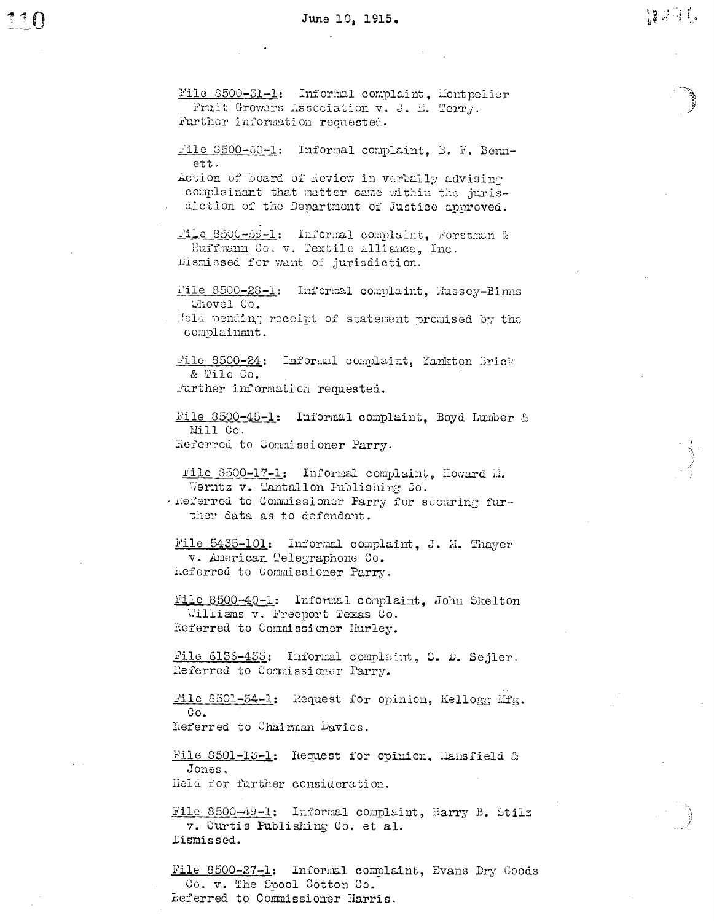June 10, 1915.

File 8500-51-1: Informal complaint, Montpelier Fruit Growers Association v. J. E. Terry.
Further information requested.

File 8500-60-1: Informal complaint, B. F. Bennett.
Action of Board of Review in verbally advising complainant that matter came within the jurisdiction of the Department of Justice approved.

File 8500-59-1: Informal complaint, Forstman & Huffmann Co. v. Textile Alliance, Inc.
Dismissed for want of jurisdiction.

File 8500-28-1: Informal complaint, Hussey-Binns Shovel Co.
Held pending receipt of statement promised by the complainant.

File 8500-24: Informal complaint, Yankton Brick & Tile Co.
Further information requested.

File 8500-45-1: Informal complaint, Boyd Lumber & Mill Co.
Referred to Commissioner Parry.

File 8500-17-1: Informal complaint, Howard M. Werntz v. Tantallon Publishing Co.
Referred to Commissioner Parry for securing further data as to defendant.

File 5435-101: Informal complaint, J. M. Thayer v. American Telegraphone Co.
Referred to Commissioner Parry.

File 8500-40-1: Informal complaint, John Skelton Williams v. Freeport Texas Co.
Referred to Commissioner Hurley.

File 6136-433: Informal complaint, S. D. Sejler.
Referred to Commissioner Parry.

File 8501-34-1: Request for opinion, Kellogg Mfg. Co.
Referred to Chairman Davies.

File 8501-13-1: Request for opinion, Mansfield & Jones.
Held for further consideration.

File 8500-49-1: Informal complaint, Harry B. Stilz v. Curtis Publishing Co. et al.
Dismissed.

File 8500-27-1: Informal complaint, Evans Dry Goods Co. v. The Spool Cotton Co.
Referred to Commissioner Harris.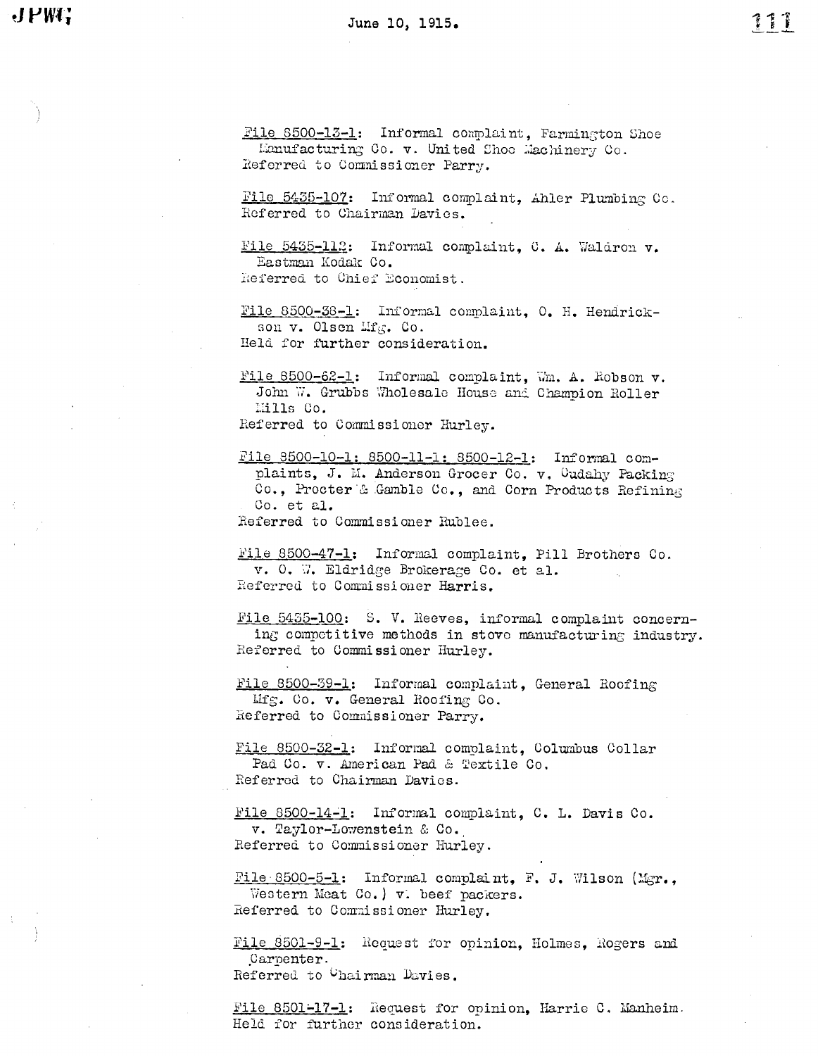June 10, 1915.

File 8500-13-1: Informal complaint, Farmington Shoe Manufacturing Co. v. United Shoe Machinery Co.
Referred to Commissioner Parry.

File 5435-107: Informal complaint, Ahler Plumbing Co.
Referred to Chairman Davies.

File 5435-112: Informal complaint, C. A. Waldron v. Eastman Kodak Co.
Referred to Chief Economist.

File 8500-38-1: Informal complaint, O. H. Hendrickson v. Olsen Mfg. Co.
Held for further consideration.

File 8500-62-1: Informal complaint, Wm. A. Robson v. John W. Grubbs Wholesale House and Champion Roller Mills Co.
Referred to Commissioner Hurley.

File 8500-10-1; 8500-11-1; 8500-12-1: Informal complaints, J. M. Anderson Grocer Co. v. Cudahy Packing Co., Procter & Gamble Co., and Corn Products Refining Co. et al.
Referred to Commissioner Rublee.

File 8500-47-1: Informal complaint, Pill Brothers Co. v. O. W. Eldridge Brokerage Co. et al.
Referred to Commissioner Harris.

File 5435-100: S. V. Reeves, informal complaint concerning competitive methods in stove manufacturing industry.
Referred to Commissioner Hurley.

File 8500-39-1: Informal complaint, General Roofing Mfg. Co. v. General Roofing Co.
Referred to Commissioner Parry.

File 8500-32-1: Informal complaint, Columbus Collar Pad Co. v. American Pad & Textile Co.
Referred to Chairman Davies.

File 8500-14-1: Informal complaint, C. L. Davis Co. v. Taylor-Lowenstein & Co.
Referred to Commissioner Hurley.

File 8500-5-1: Informal complaint, F. J. Wilson (Mgr., Western Meat Co.) v. beef packers.
Referred to Commissioner Hurley.

File 8501-9-1: Request for opinion, Holmes, Rogers and Carpenter.
Referred to Chairman Davies.

File 8501-17-1: Request for opinion, Harrie C. Manheim.
Held for further consideration.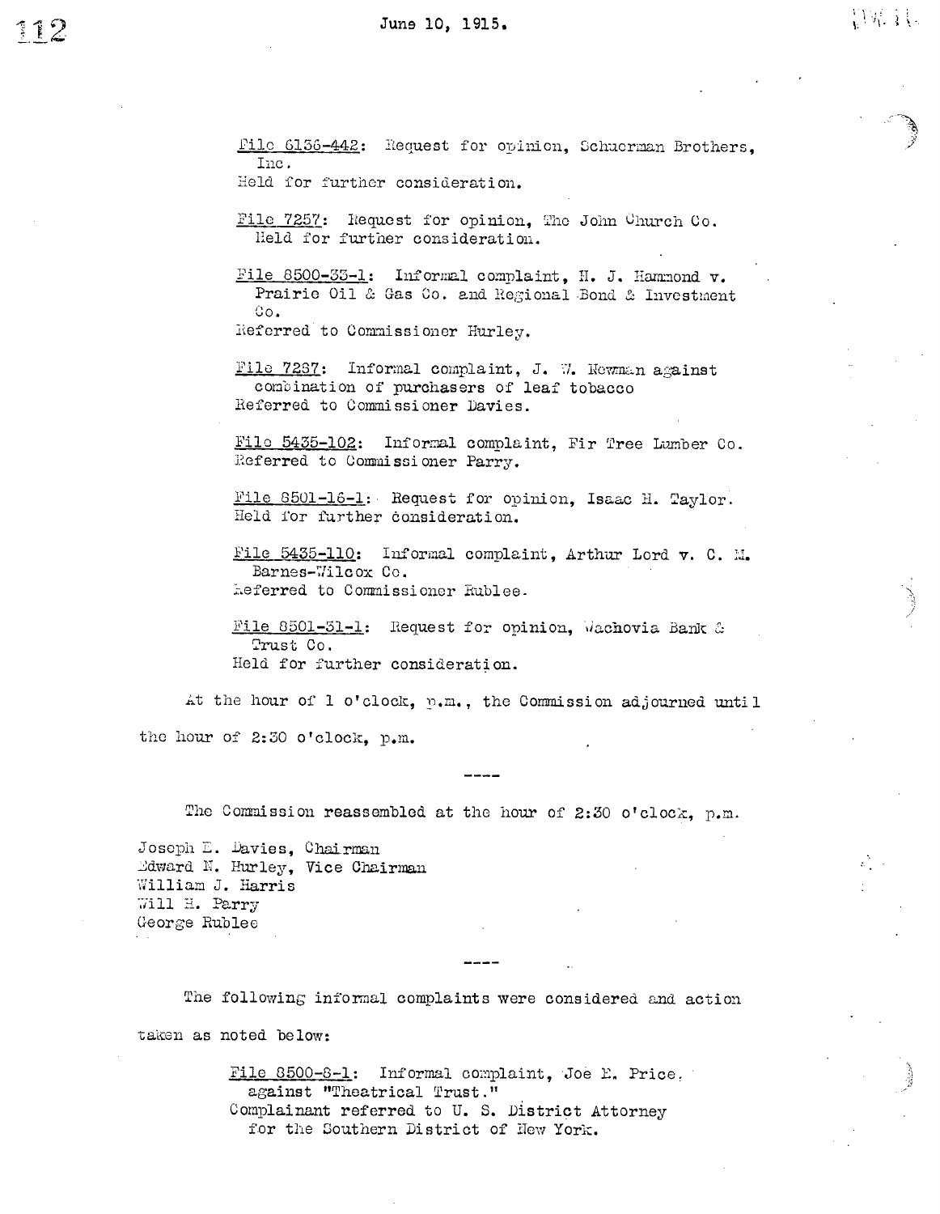June 10, 1915.

File 6136-442: Request for opinion, Schuerman Brothers, Inc.
Held for further consideration.

File 7257: Request for opinion, The John Church Co.
Held for further consideration.

File 8500-33-1: Informal complaint, H. J. Hammond v. Prairie Oil & Gas Co. and Regional Bond & Investment Co.
Referred to Commissioner Hurley.

File 7237: Informal complaint, J. W. Newman against combination of purchasers of leaf tobacco
Referred to Commissioner Davies.

File 5435-102: Informal complaint, Fir Tree Lumber Co.
Referred to Commissioner Parry.

File 8501-16-1: Request for opinion, Isaac H. Taylor.
Held for further consideration.

File 5435-110: Informal complaint, Arthur Lord v. C. M. Barnes-Wilcox Co.
Referred to Commissioner Rublee.

File 8501-31-1: Request for opinion, Wachovia Bank & Trust Co.
Held for further consideration.

At the hour of 1 o'clock, p.m., the Commission adjourned until the hour of 2:30 o'clock, p.m.

----

The Commission reassembled at the hour of 2:30 o'clock, p.m.

Joseph E. Davies, Chairman
Edward N. Hurley, Vice Chairman
William J. Harris
Will H. Parry
George Rublee

----

The following informal complaints were considered and action taken as noted below:

File 8500-8-1: Informal complaint, Joe E. Price, against "Theatrical Trust."
Complainant referred to U. S. District Attorney for the Southern District of New York.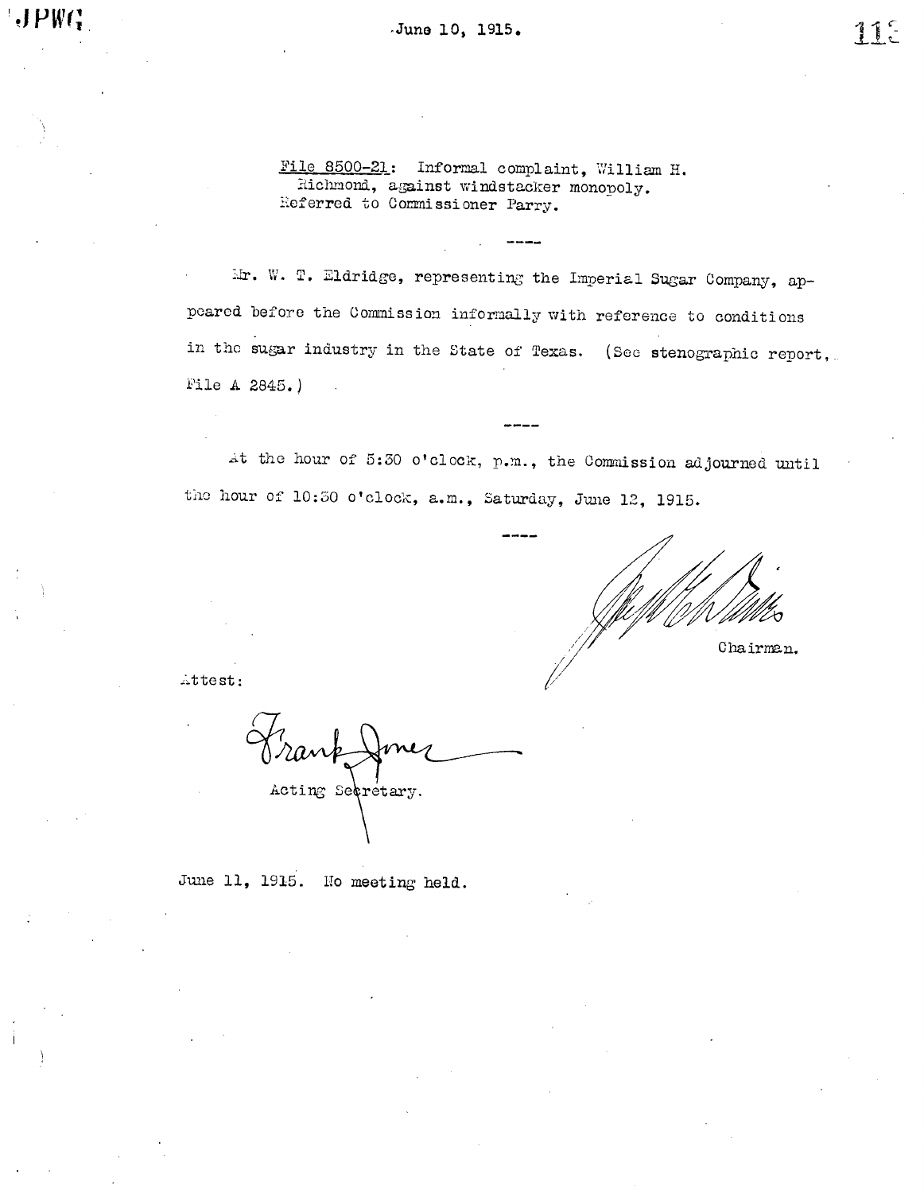June 10, 1915.

File 8500-21: Informal complaint, William H. Richmond, against windstacker monopoly. Referred to Commissioner Parry.

----

Mr. W. T. Eldridge, representing the Imperial Sugar Company, appeared before the Commission informally with reference to conditions in the sugar industry in the State of Texas. (See stenographic report, File A 2845.)

----

At the hour of 5:30 o'clock, p.m., the Commission adjourned until the hour of 10:30 o'clock, a.m., Saturday, June 12, 1915.

----

Chairman.

Attest:

Frank Jones

Acting Secretary.

June 11, 1915. No meeting held.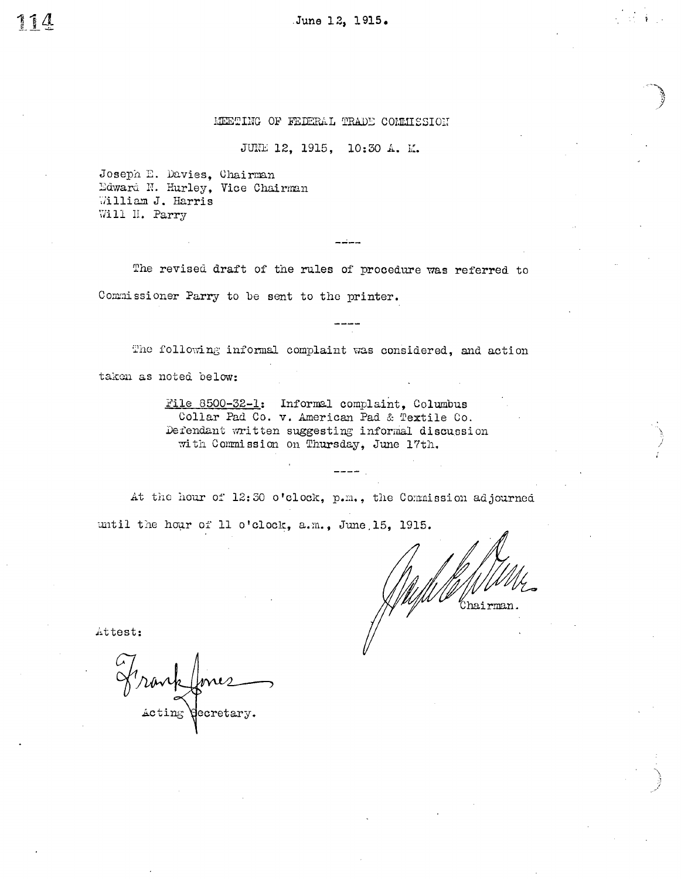June 12, 1915.

MEETING OF FEDERAL TRADE COMMISSION

JUNE 12, 1915, 10:30 A. M.

Joseph E. Davies, Chairman
Edward N. Hurley, Vice Chairman
William J. Harris
Will H. Parry

----

The revised draft of the rules of procedure was referred to Commissioner Parry to be sent to the printer.

----

The following informal complaint was considered, and action taken as noted below:

> File 8500-32-1: Informal complaint, Columbus Collar Pad Co. v. American Pad & Textile Co. Defendant written suggesting informal discussion with Commission on Thursday, June 17th.

----

At the hour of 12:30 o'clock, p.m., the Commission adjourned until the hour of 11 o'clock, a.m., June 15, 1915.

Chairman.

Attest:

Frank Jones
Acting Secretary.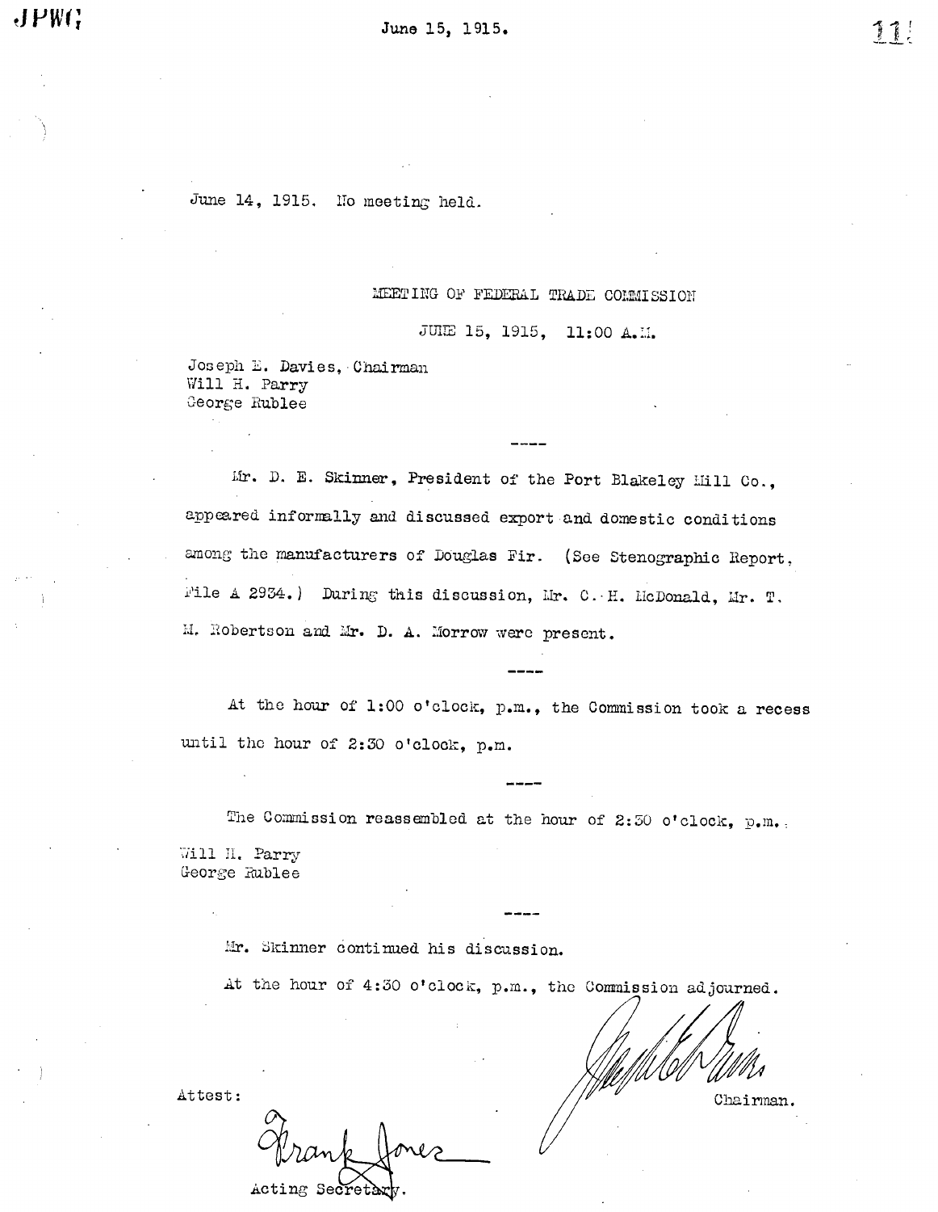June 14, 1915. No meeting held.

MEETING OF FEDERAL TRADE COMMISSION

JUNE 15, 1915, 11:00 A.M.

Joseph E. Davies, Chairman
Will H. Parry
George Rublee

----

Mr. D. E. Skinner, President of the Port Blakeley Mill Co., appeared informally and discussed export and domestic conditions among the manufacturers of Douglas Fir. (See Stenographic Report, File A 2934.) During this discussion, Mr. C. H. McDonald, Mr. T. M. Robertson and Mr. D. A. Morrow were present.

----

At the hour of 1:00 o'clock, p.m., the Commission took a recess until the hour of 2:30 o'clock, p.m.

----

The Commission reassembled at the hour of 2:30 o'clock, p.m.

Will H. Parry
George Rublee

----

Mr. Skinner continued his discussion.

At the hour of 4:30 o'clock, p.m., the Commission adjourned.

Chairman.

Attest:

Frank Jones

Acting Secretary.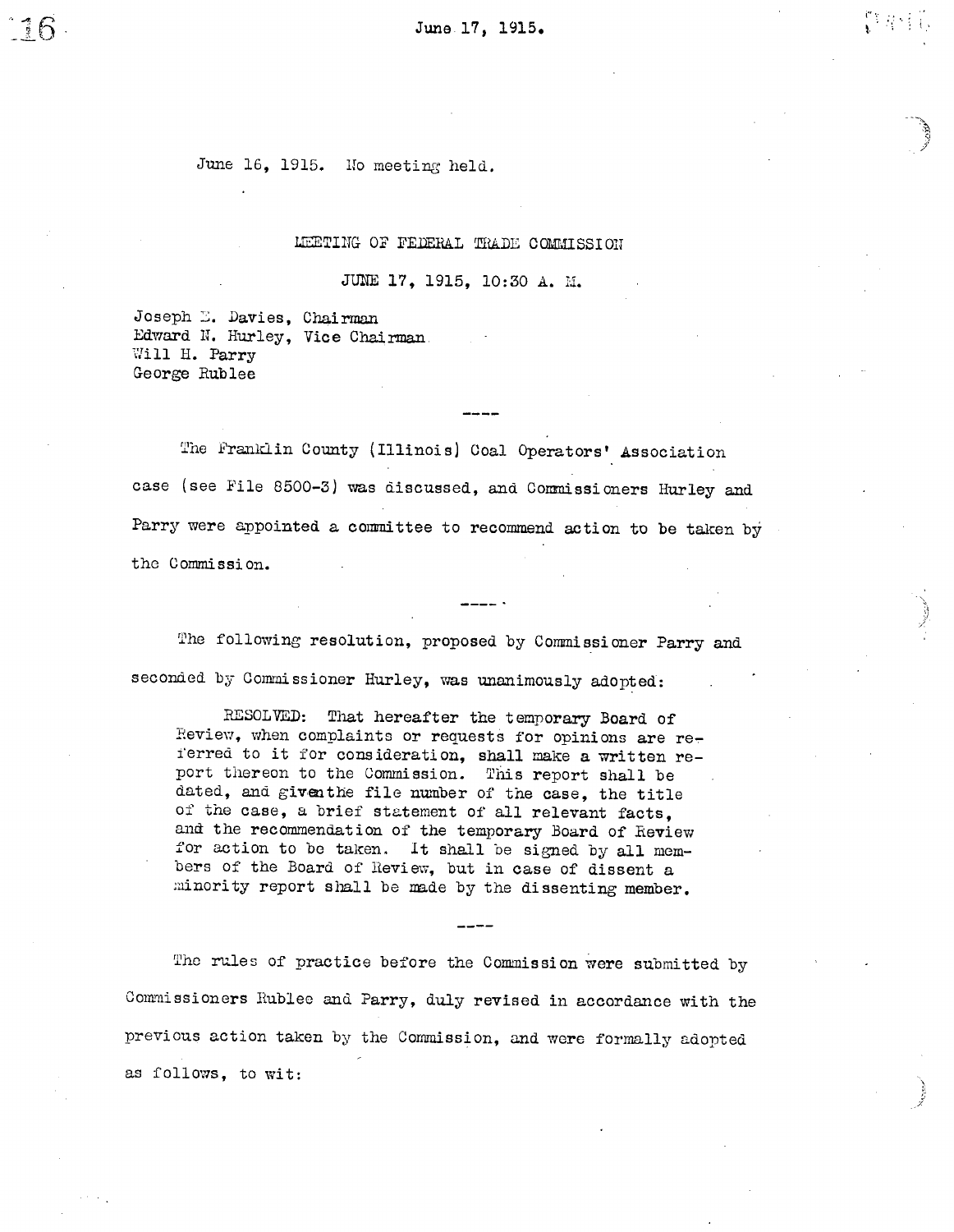June 16, 1915. No meeting held.

## MEETING OF FEDERAL TRADE COMMISSION

### JUNE 17, 1915, 10:30 A. M.

Joseph E. Davies, Chairman
Edward N. Hurley, Vice Chairman
Will H. Parry
George Rublee

----

The Franklin County (Illinois) Coal Operators' Association case (see File 8500-3) was discussed, and Commissioners Hurley and Parry were appointed a committee to recommend action to be taken by the Commission.

----

The following resolution, proposed by Commissioner Parry and seconded by Commissioner Hurley, was unanimously adopted:

> RESOLVED: That hereafter the temporary Board of Review, when complaints or requests for opinions are referred to it for consideration, shall make a written report thereon to the Commission. This report shall be dated, and given the file number of the case, the title of the case, a brief statement of all relevant facts, and the recommendation of the temporary Board of Review for action to be taken. It shall be signed by all members of the Board of Review, but in case of dissent a minority report shall be made by the dissenting member.

----

The rules of practice before the Commission were submitted by Commissioners Rublee and Parry, duly revised in accordance with the previous action taken by the Commission, and were formally adopted as follows, to wit: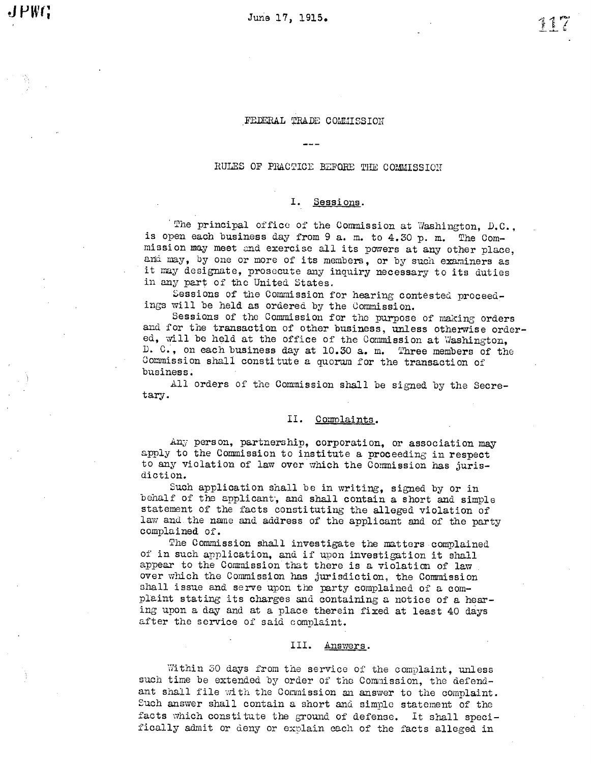June 17, 1915.

# FEDERAL TRADE COMMISSION

---

## RULES OF PRACTICE BEFORE THE COMMISSION

### I. Sessions.

The principal office of the Commission at Washington, D.C., is open each business day from 9 a. m. to 4.30 p. m. The Commission may meet and exercise all its powers at any other place, and may, by one or more of its members, or by such examiners as it may designate, prosecute any inquiry necessary to its duties in any part of the United States.

Sessions of the Commission for hearing contested proceedings will be held as ordered by the Commission.

Sessions of the Commission for the purpose of making orders and for the transaction of other business, unless otherwise ordered, will be held at the office of the Commission at Washington, D. C., on each business day at 10.30 a. m. Three members of the Commission shall constitute a quorum for the transaction of business.

All orders of the Commission shall be signed by the Secretary.

### II. Complaints.

Any person, partnership, corporation, or association may apply to the Commission to institute a proceeding in respect to any violation of law over which the Commission has jurisdiction.

Such application shall be in writing, signed by or in behalf of the applicant, and shall contain a short and simple statement of the facts constituting the alleged violation of law and the name and address of the applicant and of the party complained of.

The Commission shall investigate the matters complained of in such application, and if upon investigation it shall appear to the Commission that there is a violation of law over which the Commission has jurisdiction, the Commission shall issue and serve upon the party complained of a complaint stating its charges and containing a notice of a hearing upon a day and at a place therein fixed at least 40 days after the service of said complaint.

### III. Answers.

Within 30 days from the service of the complaint, unless such time be extended by order of the Commission, the defendant shall file with the Commission an answer to the complaint. Such answer shall contain a short and simple statement of the facts which constitute the ground of defense. It shall specifically admit or deny or explain each of the facts alleged in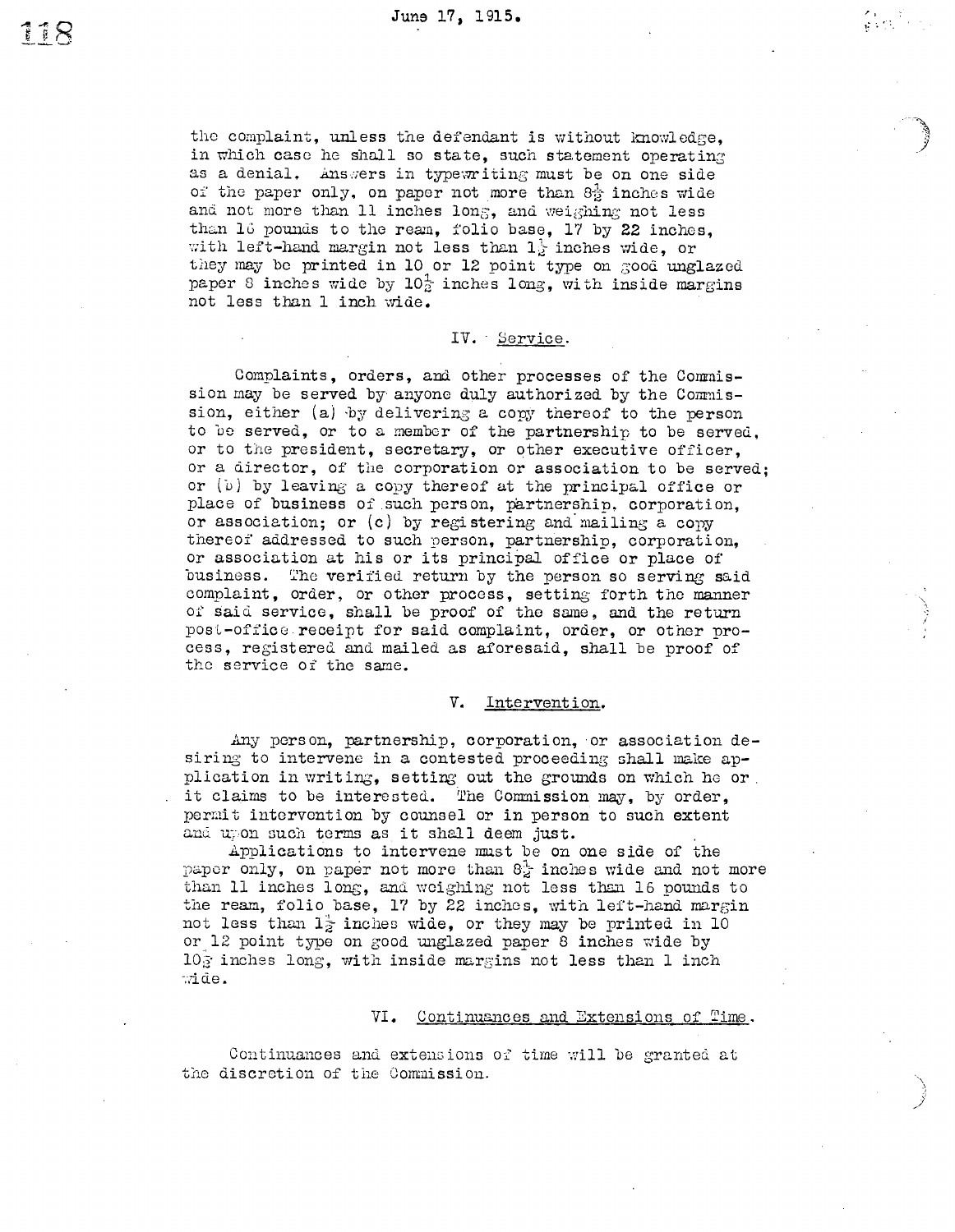the complaint, unless the defendant is without knowledge, in which case he shall so state, such statement operating as a denial. Answers in typewriting must be on one side of the paper only, on paper not more than $8\frac{1}{2}$ inches wide and not more than 11 inches long, and weighing not less than 16 pounds to the ream, folio base, 17 by 22 inches, with left-hand margin not less than $1\frac{1}{2}$ inches wide, or they may be printed in 10 or 12 point type on good unglazed paper 8 inches wide by $10\frac{1}{2}$ inches long, with inside margins not less than 1 inch wide.

## IV. Service.

Complaints, orders, and other processes of the Commission may be served by anyone duly authorized by the Commission, either (a) by delivering a copy thereof to the person to be served, or to a member of the partnership to be served, or to the president, secretary, or other executive officer, or a director, of the corporation or association to be served; or (b) by leaving a copy thereof at the principal office or place of business of such person, partnership, corporation, or association; or (c) by registering and mailing a copy thereof addressed to such person, partnership, corporation, or association at his or its principal office or place of business. The verified return by the person so serving said complaint, order, or other process, setting forth the manner of said service, shall be proof of the same, and the return post-office receipt for said complaint, order, or other process, registered and mailed as aforesaid, shall be proof of the service of the same.

## V. Intervention.

Any person, partnership, corporation, or association desiring to intervene in a contested proceeding shall make application in writing, setting out the grounds on which he or it claims to be interested. The Commission may, by order, permit intervention by counsel or in person to such extent and upon such terms as it shall deem just.

Applications to intervene must be on one side of the paper only, on paper not more than $8\frac{1}{2}$ inches wide and not more than 11 inches long, and weighing not less than 16 pounds to the ream, folio base, 17 by 22 inches, with left-hand margin not less than $1\frac{1}{2}$ inches wide, or they may be printed in 10 or 12 point type on good unglazed paper 8 inches wide by $10\frac{1}{2}$ inches long, with inside margins not less than 1 inch wide.

## VI. Continuances and Extensions of Time.

Continuances and extensions of time will be granted at the discretion of the Commission.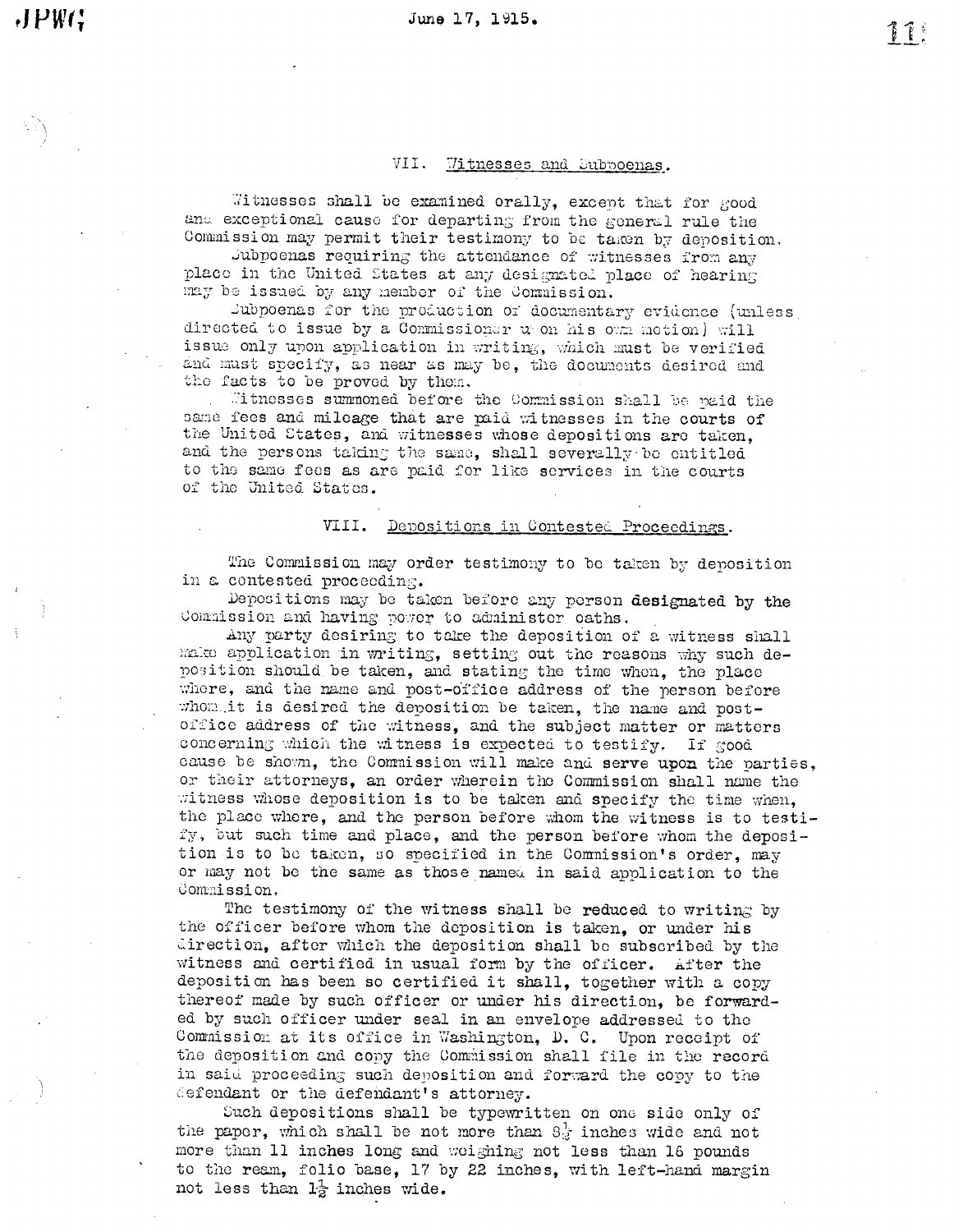## VII. Witnesses and Subpoenas.

Witnesses shall be examined orally, except that for good and exceptional cause for departing from the general rule the Commission may permit their testimony to be taken by deposition.

Subpoenas requiring the attendance of witnesses from any place in the United States at any designated place of hearing may be issued by any member of the Commission.

Subpoenas for the production of documentary evidence (unless directed to issue by a Commissioner upon his own motion) will issue only upon application in writing, which must be verified and must specify, as near as may be, the documents desired and the facts to be proved by them.

Witnesses summoned before the Commission shall be paid the same fees and mileage that are paid witnesses in the courts of the United States, and witnesses whose depositions are taken, and the persons taking the same, shall severally be entitled to the same fees as are paid for like services in the courts of the United States.

## VIII. Depositions in Contested Proceedings.

The Commission may order testimony to be taken by deposition in a contested proceeding.

Depositions may be taken before any person designated by the Commission and having power to administer oaths.

Any party desiring to take the deposition of a witness shall make application in writing, setting out the reasons why such deposition should be taken, and stating the time when, the place where, and the name and post-office address of the person before whom it is desired the deposition be taken, the name and post-office address of the witness, and the subject matter or matters concerning which the witness is expected to testify. If good cause be shown, the Commission will make and serve upon the parties, or their attorneys, an order wherein the Commission shall name the witness whose deposition is to be taken and specify the time when, the place where, and the person before whom the witness is to testify, but such time and place, and the person before whom the deposition is to be taken, so specified in the Commission's order, may or may not be the same as those named in said application to the Commission.

The testimony of the witness shall be reduced to writing by the officer before whom the deposition is taken, or under his direction, after which the deposition shall be subscribed by the witness and certified in usual form by the officer. After the deposition has been so certified it shall, together with a copy thereof made by such officer or under his direction, be forwarded by such officer under seal in an envelope addressed to the Commission at its office in Washington, D. C. Upon receipt of the deposition and copy the Commission shall file in the record in said proceeding such deposition and forward the copy to the defendant or the defendant's attorney.

Such depositions shall be typewritten on one side only of the paper, which shall be not more than $8\frac{1}{2}$ inches wide and not more than 11 inches long and weighing not less than 16 pounds to the ream, folio base, 17 by 22 inches, with left-hand margin not less than $1\frac{1}{2}$ inches wide.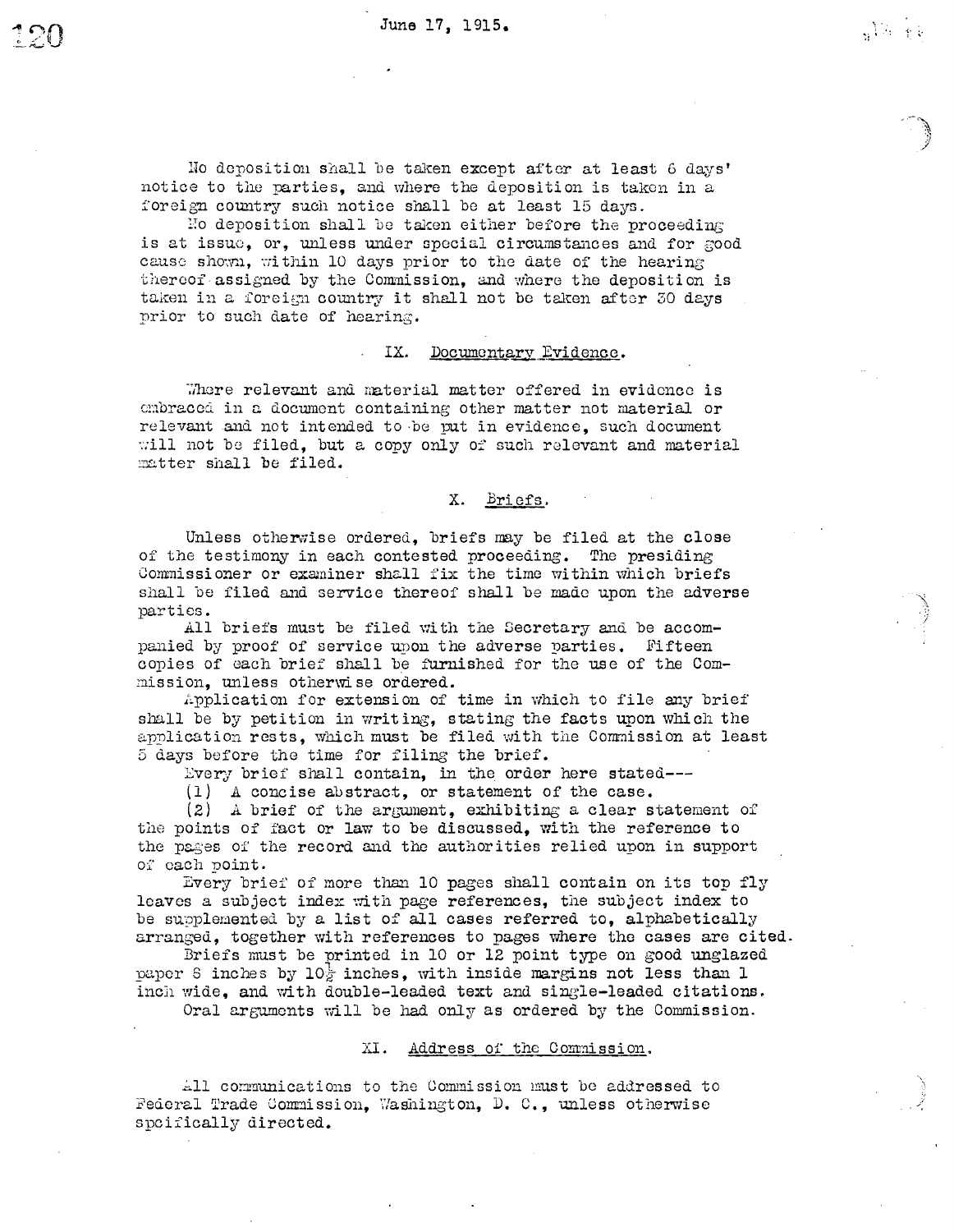June 17, 1915.

No deposition shall be taken except after at least 6 days' notice to the parties, and where the deposition is taken in a foreign country such notice shall be at least 15 days.

No deposition shall be taken either before the proceeding is at issue, or, unless under special circumstances and for good cause shown, within 10 days prior to the date of the hearing thereof assigned by the Commission, and where the deposition is taken in a foreign country it shall not be taken after 30 days prior to such date of hearing.

## IX. Documentary Evidence.

Where relevant and material matter offered in evidence is embraced in a document containing other matter not material or relevant and not intended to be put in evidence, such document will not be filed, but a copy only of such relevant and material matter shall be filed.

## X. Briefs.

Unless otherwise ordered, briefs may be filed at the close of the testimony in each contested proceeding. The presiding Commissioner or examiner shall fix the time within which briefs shall be filed and service thereof shall be made upon the adverse parties.

All briefs must be filed with the Secretary and be accompanied by proof of service upon the adverse parties. Fifteen copies of each brief shall be furnished for the use of the Commission, unless otherwise ordered.

Application for extension of time in which to file any brief shall be by petition in writing, stating the facts upon which the application rests, which must be filed with the Commission at least 5 days before the time for filing the brief.

Every brief shall contain, in the order here stated---

(1) A concise abstract, or statement of the case.

(2) A brief of the argument, exhibiting a clear statement of the points of fact or law to be discussed, with the reference to the pages of the record and the authorities relied upon in support of each point.

Every brief of more than 10 pages shall contain on its top fly leaves a subject index with page references, the subject index to be supplemented by a list of all cases referred to, alphabetically arranged, together with references to pages where the cases are cited.

Briefs must be printed in 10 or 12 point type on good unglazed paper 8 inches by 10½ inches, with inside margins not less than 1 inch wide, and with double-leaded text and single-leaded citations.

Oral arguments will be had only as ordered by the Commission.

## XI. Address of the Commission.

All communications to the Commission must be addressed to Federal Trade Commission, Washington, D. C., unless otherwise specifically directed.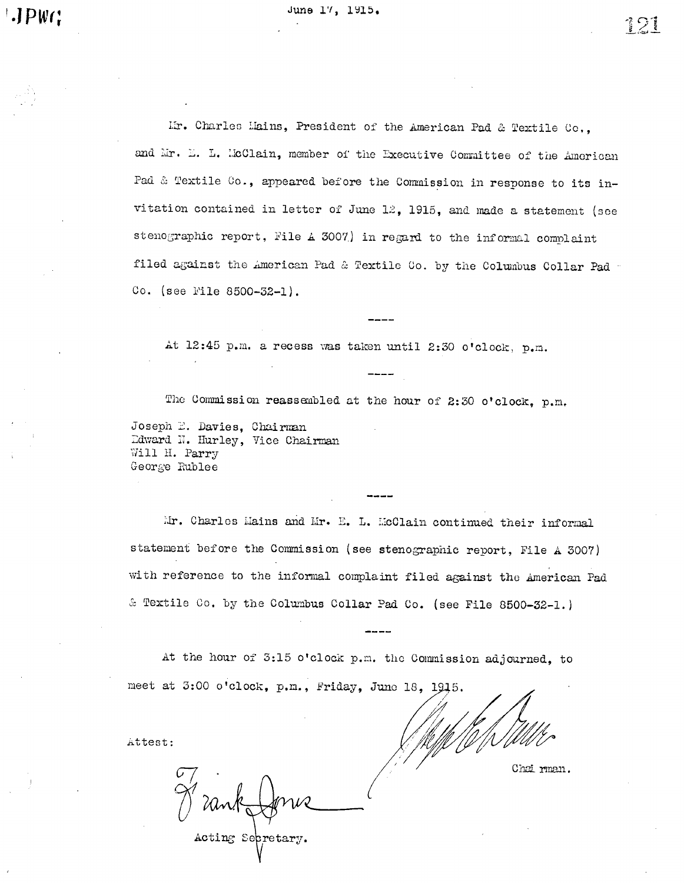June 17, 1915.

Mr. Charles Mains, President of the American Pad & Textile Co., and Mr. E. L. McClain, member of the Executive Committee of the American Pad & Textile Co., appeared before the Commission in response to its invitation contained in letter of June 12, 1915, and made a statement (see stenographic report, File A 3007) in regard to the informal complaint filed against the American Pad & Textile Co. by the Columbus Collar Pad Co. (see File 8500-32-1).

----

At 12:45 p.m. a recess was taken until 2:30 o'clock, p.m.

----

The Commission reassembled at the hour of 2:30 o'clock, p.m.

Joseph E. Davies, Chairman
Edward N. Hurley, Vice Chairman
Will H. Parry
George Rublee

----

Mr. Charles Mains and Mr. E. L. McClain continued their informal statement before the Commission (see stenographic report, File A 3007) with reference to the informal complaint filed against the American Pad & Textile Co. by the Columbus Collar Pad Co. (see File 8500-32-1.)

----

At the hour of 3:15 o'clock p.m. the Commission adjourned, to meet at 3:00 o'clock, p.m., Friday, June 18, 1915.

Attest:

Frank Jones
Acting Secretary.

Chairman.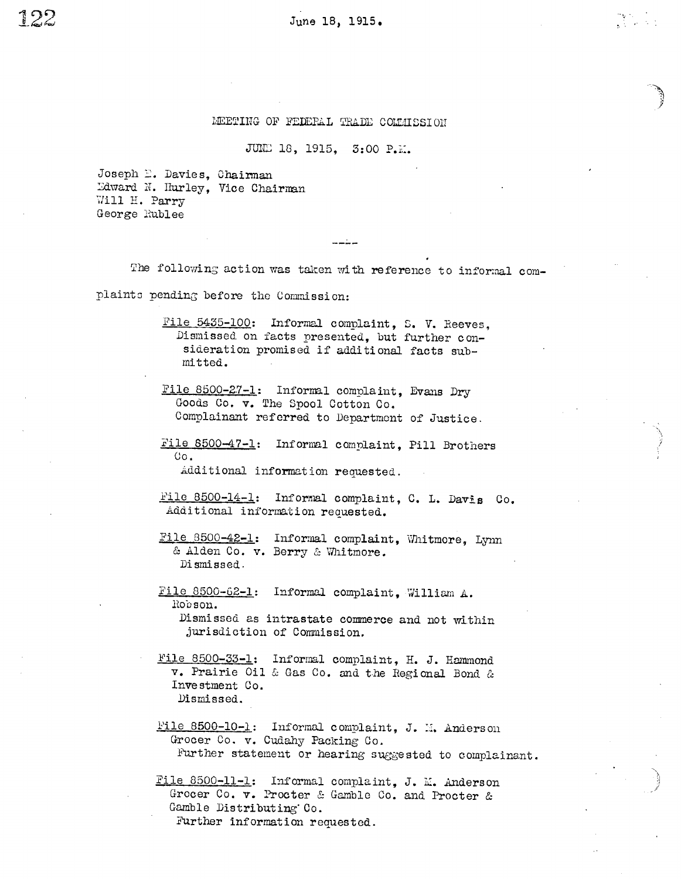MEETING OF FEDERAL TRADE COMMISSION

JUNE 18, 1915, 3:00 P.M.

Joseph E. Davies, Chairman
Edward N. Hurley, Vice Chairman
Will H. Parry
George Rublee

----

The following action was taken with reference to informal complaints pending before the Commission:

File 5435-100: Informal complaint, S. V. Reeves, Dismissed on facts presented, but further consideration promised if additional facts submitted.

File 8500-27-1: Informal complaint, Evans Dry Goods Co. v. The Spool Cotton Co. Complainant referred to Department of Justice.

File 8500-47-1: Informal complaint, Pill Brothers Co. Additional information requested.

File 8500-14-1: Informal complaint, C. L. Davis Co. Additional information requested.

File 8500-42-1: Informal complaint, Whitmore, Lynn & Alden Co. v. Berry & Whitmore. Dismissed.

File 8500-62-1: Informal complaint, William A. Robson. Dismissed as intrastate commerce and not within jurisdiction of Commission.

File 8500-33-1: Informal complaint, H. J. Hammond v. Prairie Oil & Gas Co. and the Regional Bond & Investment Co. Dismissed.

File 8500-10-1: Informal complaint, J. M. Anderson Grocer Co. v. Cudahy Packing Co. Further statement or hearing suggested to complainant.

File 8500-11-1: Informal complaint, J. M. Anderson Grocer Co. v. Procter & Gamble Co. and Procter & Gamble Distributing Co. Further information requested.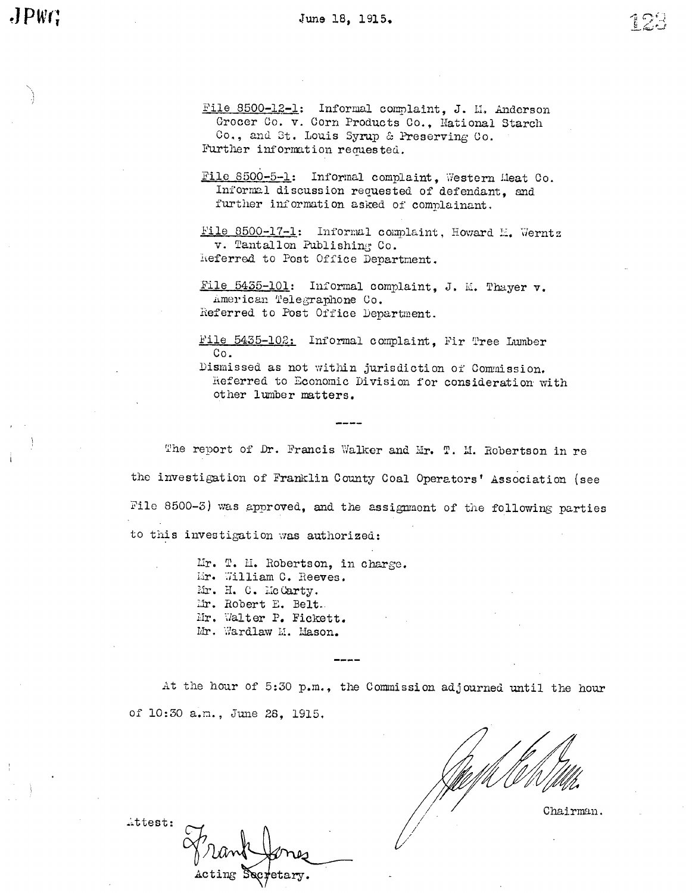June 18, 1915.

File 8500-12-1: Informal complaint, J. M. Anderson Grocer Co. v. Corn Products Co., National Starch Co., and St. Louis Syrup & Preserving Co.
Further information requested.

File 8500-5-1: Informal complaint, Western Meat Co.
Informal discussion requested of defendant, and further information asked of complainant.

File 8500-17-1: Informal complaint, Howard M. Werntz v. Tantallon Publishing Co.
Referred to Post Office Department.

File 5435-101: Informal complaint, J. M. Thayer v. American Telegraphone Co.
Referred to Post Office Department.

File 5435-102: Informal complaint, Fir Tree Lumber Co.
Dismissed as not within jurisdiction of Commission. Referred to Economic Division for consideration with other lumber matters.

----

The report of Dr. Francis Walker and Mr. T. M. Robertson in re the investigation of Franklin County Coal Operators' Association (see File 8500-3) was approved, and the assignment of the following parties to this investigation was authorized:

Mr. T. M. Robertson, in charge.
Mr. William C. Reeves.
Mr. H. C. McCarty.
Mr. Robert E. Belt.
Mr. Walter P. Fickett.
Mr. Wardlaw M. Mason.

----

At the hour of 5:30 p.m., the Commission adjourned until the hour of 10:30 a.m., June 28, 1915.

Chairman.

Attest:

Frank Jones
Acting Secretary.